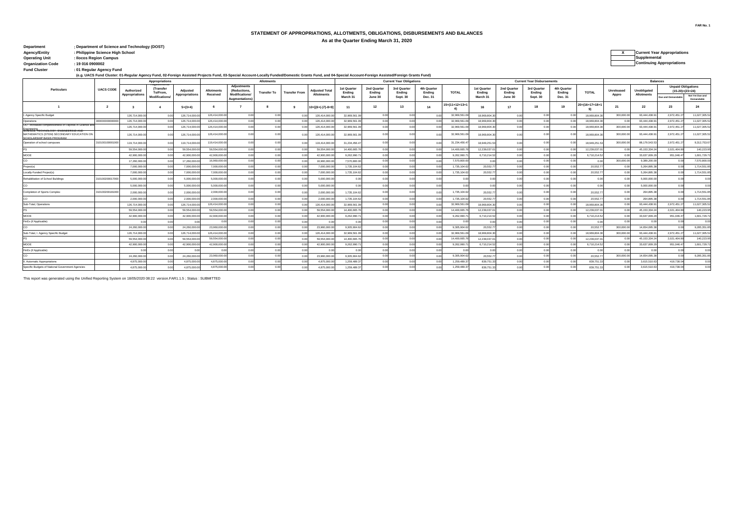FAR No. 1

# STATEMENT OF APPROPRIATIONS, ALLOTMENTS, OBLIGATIONS, DISBURSEMENTS AND BALANCES

**As at the Quarter Ending March 31, 2020**

**Department** : Department of Science and Technology (DOST)
**Agency/Entity** : Philippine Science High School
**Operating Unit** : Ilocos Region Campus
**Organization Code** : 19 016 0900002
**Fund Cluster** : 01 Regular Agency Fund

(e.g. UACS Fund Cluster: 01-Regular Agency Fund, 02-Foreign Assisted Projects Fund, 03-Special Account-Locally Funded/Domestic Grants Fund, and 04-Special Account-Foreign Assisted/Foreign Grants Fund)

| | |
|---|---|
| X | Current Year Appropriations |
| | Supplemental |
| | Continuing Appropriations |

| Particulars | UACS CODE | Appropriations | | | Allotments | | | | | Current Year Obligations | | | | | Current Year Disbursements | | | | | Balances | | | |
|---|---|---|---|---|---|---|---|---|---|---|---|---|---|---|---|---|---|---|---|---|---|---|---|
| | | Authorized Appropriations | Adjustments (Transfer To/From, Modifications/ | Adjusted Appropriations | Allotments Received | Adjustments (Reductions, Modifications/ Augmentations) | Transfer To | Transfer From | Adjusted Total Allotments | 1st Quarter Ending March 31 | 2nd Quarter Ending June 30 | 3rd Quarter Ending Sept. 30 | 4th Quarter Ending Dec. 31 | TOTAL | 1st Quarter Ending March 31 | 2nd Quarter Ending June 30 | 3rd Quarter Ending Sept. 30 | 4th Quarter Ending Dec. 31 | TOTAL | Unreleased Appro | Unobligated Allotments | Unpaid Obligations (15-20)=(23+24) Due and Demandable | Not Yet Due and Demandable |
| 1 | 2 | 3 | 4 | 5=(3+4) | 6 | 7 | 8 | 9 | 10=[{6+(-)7}-8+9] | 11 | 12 | 13 | 14 | 15=(11+12+13+14) | 16 | 17 | 18 | 19 | 20=(16+17+18+19) | 21 | 22 | 23 | 24 |
| I. Agency Specific Budget | | 126,714,000.00 | 0.00 | 126,714,000.00 | 126,414,000.00 | 0.00 | 0.00 | 0.00 | 126,414,000.00 | 32,969,561.09 | 0.00 | 0.00 | 0.00 | 32,969,561.09 | 18,969,804.30 | 0.00 | 0.00 | 0.00 | 18,969,804.30 | 300,000.00 | 93,444,438.91 | 2,972,451.27 | 11,027,305.52 |
| Operations | 300000000000000 | 126,714,000.00 | 0.00 | 126,714,000.00 | 126,414,000.00 | 0.00 | 0.00 | 0.00 | 126,414,000.00 | 32,969,561.09 | 0.00 | 0.00 | 0.00 | 32,969,561.09 | 18,969,804.30 | 0.00 | 0.00 | 0.00 | 18,969,804.30 | 0.00 | 93,444,438.91 | 2,972,451.27 | 11,027,305.52 |
| OO : Increased competitiveness of Filipinos in Science and Engineering | | 126,714,000.00 | 0.00 | 126,714,000.00 | 126,414,000.00 | 0.00 | 0.00 | 0.00 | 126,414,000.00 | 32,969,561.09 | 0.00 | 0.00 | 0.00 | 32,969,561.09 | 18,969,804.30 | 0.00 | 0.00 | 0.00 | 18,969,804.30 | 300,000.00 | 93,444,438.91 | 2,972,451.27 | 11,027,305.52 |
| SCIENCE, TECHNOLOGY, ENGINEERING AND MATHEMATICS (STEM) SECONDARY EDUCATION ON SCHOLARSHIP BASIS PROGRAM | | 126,714,000.00 | 0.00 | 126,714,000.00 | 126,414,000.00 | 0.00 | 0.00 | 0.00 | 126,414,000.00 | 32,969,561.09 | 0.00 | 0.00 | 0.00 | 32,969,561.09 | 18,969,804.30 | 0.00 | 0.00 | 0.00 | 18,969,804.30 | 300,000.00 | 93,444,438.91 | 2,972,451.27 | 11,027,305.52 |
| Operation of school campuses | 310100100001000 | 119,714,000.00 | 0.00 | 119,714,000.00 | 119,414,000.00 | 0.00 | 0.00 | 0.00 | 119,414,000.00 | 31,234,456.47 | 0.00 | 0.00 | 0.00 | 31,234,456.47 | 18,949,251.53 | 0.00 | 0.00 | 0.00 | 18,949,251.53 | 300,000.00 | 88,179,543.53 | 2,972,451.27 | 9,312,753.67 |
| PS | | 59,554,000.00 | 0.00 | 59,554,000.00 | 59,554,000.00 | 0.00 | 0.00 | 0.00 | 59,554,000.00 | 14,400,665.76 | 0.00 | 0.00 | 0.00 | 14,400,665.76 | 12,239,037.01 | 0.00 | 0.00 | 0.00 | 12,239,037.01 | 0.00 | 45,153,334.24 | 2,021,404.80 | 140,223.95 |
| MOOE | | 42,900,000.00 | 0.00 | 42,900,000.00 | 42,900,000.00 | 0.00 | 0.00 | 0.00 | 42,900,000.00 | 9,262,990.71 | 0.00 | 0.00 | 0.00 | 9,262,990.71 | 6,710,214.52 | 0.00 | 0.00 | 0.00 | 6,710,214.52 | 0.00 | 33,637,009.29 | 951,046.47 | 1,601,729.72 |
| CO | | 17,260,000.00 | 0.00 | 17,260,000.00 | 16,960,000.00 | 0.00 | 0.00 | 0.00 | 16,960,000.00 | 7,570,800.00 | 0.00 | 0.00 | 0.00 | 7,570,800.00 | 0.00 | 0.00 | 0.00 | 0.00 | 0.00 | 300,000.00 | 9,389,200.00 | 0.00 | 7,570,800.00 |
| Project(s) | | 7,000,000.00 | 0.00 | 7,000,000.00 | 7,000,000.00 | 0.00 | 0.00 | 0.00 | 7,000,000.00 | 1,735,104.62 | 0.00 | 0.00 | 0.00 | 1,735,104.62 | 20,552.77 | 0.00 | 0.00 | 0.00 | 20,552.77 | 0.00 | 5,264,895.38 | 0.00 | 1,714,551.85 |
| Locally-Funded Project(s) | | 7,000,000.00 | 0.00 | 7,000,000.00 | 7,000,000.00 | 0.00 | 0.00 | 0.00 | 7,000,000.00 | 1,735,104.62 | 0.00 | 0.00 | 0.00 | 1,735,104.62 | 20,552.77 | 0.00 | 0.00 | 0.00 | 20,552.77 | 0.00 | 5,264,895.38 | 0.00 | 1,714,551.85 |
| Rehabilitation of School Buildings | 310100200017000 | 5,000,000.00 | 0.00 | 5,000,000.00 | 5,000,000.00 | 0.00 | 0.00 | 0.00 | 5,000,000.00 | 0.00 | 0.00 | 0.00 | 0.00 | 0.00 | 0.00 | 0.00 | 0.00 | 0.00 | 0.00 | 0.00 | 5,000,000.00 | 0.00 | 0.00 |
| CO | | 5,000,000.00 | 0.00 | 5,000,000.00 | 5,000,000.00 | 0.00 | 0.00 | 0.00 | 5,000,000.00 | 0.00 | 0.00 | 0.00 | 0.00 | 0.00 | 0.00 | 0.00 | 0.00 | 0.00 | 0.00 | 0.00 | 5,000,000.00 | 0.00 | 0.00 |
| Completion of Sports Complex | 310100200018000 | 2,000,000.00 | 0.00 | 2,000,000.00 | 2,000,000.00 | 0.00 | 0.00 | 0.00 | 2,000,000.00 | 1,735,104.62 | 0.00 | 0.00 | 0.00 | 1,735,104.62 | 20,552.77 | 0.00 | 0.00 | 0.00 | 20,552.77 | 0.00 | 264,895.38 | 0.00 | 1,714,551.85 |
| CO | | 2,000,000.00 | 0.00 | 2,000,000.00 | 2,000,000.00 | 0.00 | 0.00 | 0.00 | 2,000,000.00 | 1,735,104.62 | 0.00 | 0.00 | 0.00 | 1,735,104.62 | 20,552.77 | 0.00 | 0.00 | 0.00 | 20,552.77 | 0.00 | 264,895.38 | 0.00 | 1,714,551.85 |
| Sub-Total, Operations | | 126,714,000.00 | 0.00 | 126,714,000.00 | 126,414,000.00 | 0.00 | 0.00 | 0.00 | 126,414,000.00 | 32,969,561.09 | 0.00 | 0.00 | 0.00 | 32,969,561.09 | 18,969,804.30 | 0.00 | 0.00 | 0.00 | 18,969,804.30 | 0.00 | 93,444,438.91 | 2,972,451.27 | 11,027,305.52 |
| PS | | 59,554,000.00 | 0.00 | 59,554,000.00 | 59,554,000.00 | 0.00 | 0.00 | 0.00 | 59,554,000.00 | 14,400,665.76 | 0.00 | 0.00 | 0.00 | 14,400,665.76 | 12,239,037.01 | 0.00 | 0.00 | 0.00 | 12,239,037.01 | 0.00 | 45,153,334.24 | 2,021,404.80 | 140,223.95 |
| MOOE | | 42,900,000.00 | 0.00 | 42,900,000.00 | 42,900,000.00 | 0.00 | 0.00 | 0.00 | 42,900,000.00 | 9,262,990.71 | 0.00 | 0.00 | 0.00 | 9,262,990.71 | 6,710,214.52 | 0.00 | 0.00 | 0.00 | 6,710,214.52 | 0.00 | 33,637,009.29 | 951,046.47 | 1,601,729.72 |
| FinEx (if Applicable) | | 0.00 | 0.00 | 0.00 | 0.00 | 0.00 | 0.00 | 0.00 | 0.00 | 0.00 | 0.00 | 0.00 | 0.00 | 0.00 | 0.00 | 0.00 | 0.00 | 0.00 | 0.00 | 0.00 | 0.00 | 0.00 | 0.00 |
| CO | | 24,260,000.00 | 0.00 | 24,260,000.00 | 23,960,000.00 | 0.00 | 0.00 | 0.00 | 23,960,000.00 | 9,305,904.62 | 0.00 | 0.00 | 0.00 | 9,305,904.62 | 20,552.77 | 0.00 | 0.00 | 0.00 | 20,552.77 | 300,000.00 | 14,654,095.38 | 0.00 | 9,285,351.85 |
| Sub-Total, I. Agency Specific Budget | | 126,714,000.00 | 0.00 | 126,714,000.00 | 126,414,000.00 | 0.00 | 0.00 | 0.00 | 126,414,000.00 | 32,969,561.09 | 0.00 | 0.00 | 0.00 | 32,969,561.09 | 18,969,804.30 | 0.00 | 0.00 | 0.00 | 18,969,804.30 | 300,000.00 | 93,444,438.91 | 2,972,451.27 | 11,027,305.52 |
| PS | | 59,554,000.00 | 0.00 | 59,554,000.00 | 59,554,000.00 | 0.00 | 0.00 | 0.00 | 59,554,000.00 | 14,400,665.76 | 0.00 | 0.00 | 0.00 | 14,400,665.76 | 12,239,037.01 | 0.00 | 0.00 | 0.00 | 12,239,037.01 | 0.00 | 45,153,334.24 | 2,021,404.80 | 140,223.95 |
| MOOE | | 42,900,000.00 | 0.00 | 42,900,000.00 | 42,900,000.00 | 0.00 | 0.00 | 0.00 | 42,900,000.00 | 9,262,990.71 | 0.00 | 0.00 | 0.00 | 9,262,990.71 | 6,710,214.52 | 0.00 | 0.00 | 0.00 | 6,710,214.52 | 0.00 | 33,637,009.29 | 951,046.47 | 1,601,729.72 |
| FinEx (if Applicable) | | 0.00 | 0.00 | 0.00 | 0.00 | 0.00 | 0.00 | 0.00 | 0.00 | 0.00 | 0.00 | 0.00 | 0.00 | 0.00 | 0.00 | 0.00 | 0.00 | 0.00 | 0.00 | 0.00 | 0.00 | 0.00 | 0.00 |
| CO | | 24,260,000.00 | 0.00 | 24,260,000.00 | 23,960,000.00 | 0.00 | 0.00 | 0.00 | 23,960,000.00 | 9,305,904.62 | 0.00 | 0.00 | 0.00 | 9,305,904.62 | 20,552.77 | 0.00 | 0.00 | 0.00 | 20,552.77 | 300,000.00 | 14,654,095.38 | 0.00 | 9,285,351.85 |
| II. Automatic Appropriations | | 4,875,000.00 | 0.00 | 4,875,000.00 | 4,875,000.00 | 0.00 | 0.00 | 0.00 | 4,875,000.00 | 1,259,489.37 | 0.00 | 0.00 | 0.00 | 1,259,489.37 | 839,751.33 | 0.00 | 0.00 | 0.00 | 839,751.33 | 0.00 | 3,615,510.63 | 419,738.04 | 0.00 |
| Specific Budgets of National Government Agencies | | 4,875,000.00 | 0.00 | 4,875,000.00 | 4,875,000.00 | 0.00 | 0.00 | 0.00 | 4,875,000.00 | 1,259,489.37 | 0.00 | 0.00 | 0.00 | 1,259,489.37 | 839,751.33 | 0.00 | 0.00 | 0.00 | 839,751.33 | 0.00 | 3,615,510.63 | 419,738.04 | 0.00 |

This report was generated using the Unified Reporting System on 18/05/2020 08:22 version.FAR1.1.5 ; Status : SUBMITTED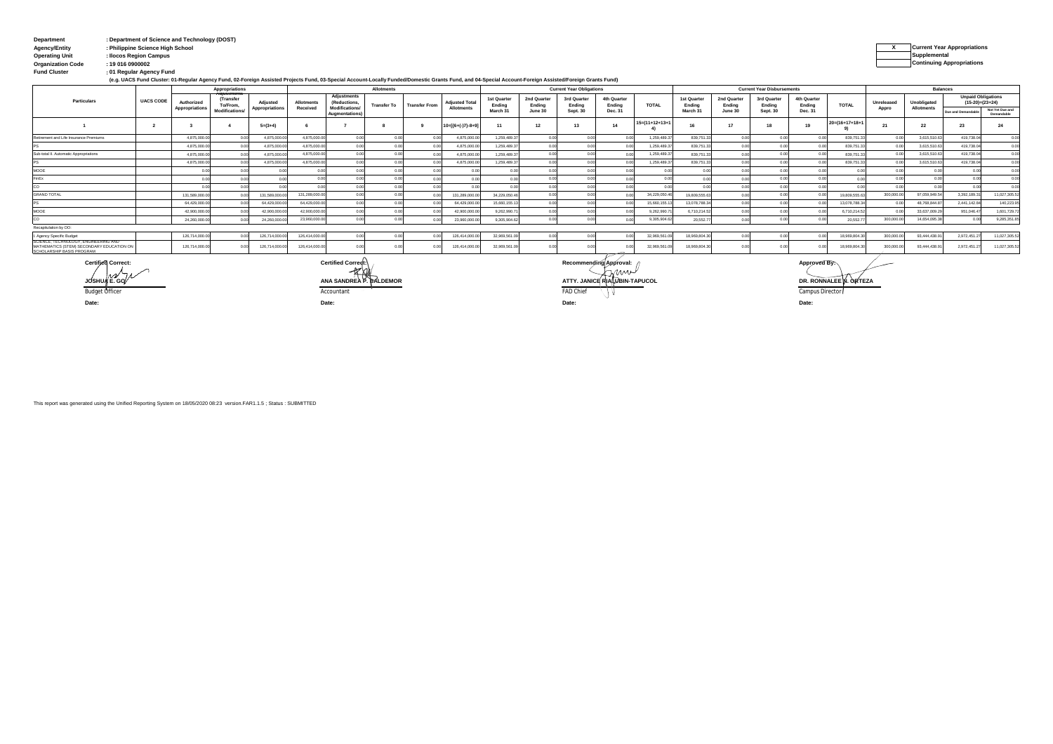**Department** : Department of Science and Technology (DOST)
**Agency/Entity** : Philippine Science High School
**Operating Unit** : Ilocos Region Campus
**Organization Code** : 19 016 0900002
**Fund Cluster** : 01 Regular Agency Fund

(e.g. UACS Fund Cluster: 01-Regular Agency Fund, 02-Foreign Assisted Projects Fund, 03-Special Account-Locally Funded/Domestic Grants Fund, and 04-Special Account-Foreign Assisted/Foreign Grants Fund)

| X | Current Year Appropriations |
|---|---|
| | Supplemental |
| | Continuing Appropriations |

| Particulars | UACS CODE | Appropriations | | | Allotments | | | | | Current Year Obligations | | | | | Current Year Disbursements | | | | | Balances | | | |
|---|---|---|---|---|---|---|---|---|---|---|---|---|---|---|---|---|---|---|---|---|---|---|---|
| | | Authorized Appropriations | Adjustments (Transfer To/From, Modifications/ | Adjusted Appropriations | Allotments Received | Adjustments (Reductions, Modifications/ Augmentations) | Transfer To | Transfer From | Adjusted Total Allotments | 1st Quarter Ending March 31 | 2nd Quarter Ending June 30 | 3rd Quarter Ending Sept. 30 | 4th Quarter Ending Dec. 31 | TOTAL | 1st Quarter Ending March 31 | 2nd Quarter Ending June 30 | 3rd Quarter Ending Sept. 30 | 4th Quarter Ending Dec. 31 | TOTAL | Unreleased Appro | Unobligated Allotments | Unpaid Obligations (15-20)=(23+24) Due and Demandable | Not Yet Due and Demandable |
| 1 | 2 | 3 | 4 | 5=(3+4) | 6 | 7 | 8 | 9 | 10=[{6+(-)7}-8+9] | 11 | 12 | 13 | 14 | 15=(11+12+13+14) | 16 | 17 | 18 | 19 | 20=(16+17+18+19) | 21 | 22 | 23 | 24 |
| Retirement and Life Insurance Premiums | | 4,875,000.00 | 0.00 | 4,875,000.00 | 4,875,000.00 | 0.00 | 0.00 | 0.00 | 4,875,000.00 | 1,259,489.37 | 0.00 | 0.00 | 0.00 | 1,259,489.37 | 839,751.33 | 0.00 | 0.00 | 0.00 | 839,751.33 | 0.00 | 3,615,510.63 | 419,738.04 | 0.00 |
| PS | | 4,875,000.00 | 0.00 | 4,875,000.00 | 4,875,000.00 | 0.00 | 0.00 | 0.00 | 4,875,000.00 | 1,259,489.37 | 0.00 | 0.00 | 0.00 | 1,259,489.37 | 839,751.33 | 0.00 | 0.00 | 0.00 | 839,751.33 | 0.00 | 3,615,510.63 | 419,738.04 | 0.00 |
| Sub-total II. Automatic Appropriations | | 4,875,000.00 | 0.00 | 4,875,000.00 | 4,875,000.00 | 0.00 | 0.00 | 0.00 | 4,875,000.00 | 1,259,489.37 | 0.00 | 0.00 | 0.00 | 1,259,489.37 | 839,751.33 | 0.00 | 0.00 | 0.00 | 839,751.33 | 0.00 | 3,615,510.63 | 419,738.04 | 0.00 |
| PS | | 4,875,000.00 | 0.00 | 4,875,000.00 | 4,875,000.00 | 0.00 | 0.00 | 0.00 | 4,875,000.00 | 1,259,489.37 | 0.00 | 0.00 | 0.00 | 1,259,489.37 | 839,751.33 | 0.00 | 0.00 | 0.00 | 839,751.33 | 0.00 | 3,615,510.63 | 419,738.04 | 0.00 |
| MOOE | | 0.00 | 0.00 | 0.00 | 0.00 | 0.00 | 0.00 | 0.00 | 0.00 | 0.00 | 0.00 | 0.00 | 0.00 | 0.00 | 0.00 | 0.00 | 0.00 | 0.00 | 0.00 | 0.00 | 0.00 | 0.00 | 0.00 |
| FinEx | | 0.00 | 0.00 | 0.00 | 0.00 | 0.00 | 0.00 | 0.00 | 0.00 | 0.00 | 0.00 | 0.00 | 0.00 | 0.00 | 0.00 | 0.00 | 0.00 | 0.00 | 0.00 | 0.00 | 0.00 | 0.00 | 0.00 |
| CO | | 0.00 | 0.00 | 0.00 | 0.00 | 0.00 | 0.00 | 0.00 | 0.00 | 0.00 | 0.00 | 0.00 | 0.00 | 0.00 | 0.00 | 0.00 | 0.00 | 0.00 | 0.00 | 0.00 | 0.00 | 0.00 | 0.00 |
| GRAND TOTAL | | 131,589,000.00 | 0.00 | 131,589,000.00 | 131,289,000.00 | 0.00 | 0.00 | 0.00 | 131,289,000.00 | 34,229,050.46 | 0.00 | 0.00 | 0.00 | 34,229,050.46 | 19,809,555.63 | 0.00 | 0.00 | 0.00 | 19,809,555.63 | 300,000.00 | 97,059,949.54 | 3,392,189.31 | 11,027,305.52 |
| PS | | 64,429,000.00 | 0.00 | 64,429,000.00 | 64,429,000.00 | 0.00 | 0.00 | 0.00 | 64,429,000.00 | 15,660,155.13 | 0.00 | 0.00 | 0.00 | 15,660,155.13 | 13,078,788.34 | 0.00 | 0.00 | 0.00 | 13,078,788.34 | 0.00 | 48,768,844.87 | 2,441,142.84 | 140,223.95 |
| MOOE | | 42,900,000.00 | 0.00 | 42,900,000.00 | 42,900,000.00 | 0.00 | 0.00 | 0.00 | 42,900,000.00 | 9,262,990.71 | 0.00 | 0.00 | 0.00 | 9,262,990.71 | 6,710,214.52 | 0.00 | 0.00 | 0.00 | 6,710,214.52 | 0.00 | 33,637,009.29 | 951,046.47 | 1,601,729.72 |
| CO | | 24,260,000.00 | 0.00 | 24,260,000.00 | 23,960,000.00 | 0.00 | 0.00 | 0.00 | 23,960,000.00 | 9,305,904.62 | 0.00 | 0.00 | 0.00 | 9,305,904.62 | 20,552.77 | 0.00 | 0.00 | 0.00 | 20,552.77 | 300,000.00 | 14,654,095.38 | 0.00 | 9,285,351.85 |
| Recapitulation by OO: | | | | | | | | | | | | | | | | | | | | | | | |
| I. Agency Specific Budget | | 126,714,000.00 | 0.00 | 126,714,000.00 | 126,414,000.00 | 0.00 | 0.00 | 0.00 | 126,414,000.00 | 32,969,561.09 | 0.00 | 0.00 | 0.00 | 32,969,561.09 | 18,969,804.30 | 0.00 | 0.00 | 0.00 | 18,969,804.30 | 300,000.00 | 93,444,438.91 | 2,972,451.27 | 11,027,305.52 |
| SCIENCE, TECHNOLOGY, ENGINEERING AND MATHEMATICS (STEM) SECONDARY EDUCATION ON SCHOLARSHIP BASIS PROGRAM | | 126,714,000.00 | 0.00 | 126,714,000.00 | 126,414,000.00 | 0.00 | 0.00 | 0.00 | 126,414,000.00 | 32,969,561.09 | 0.00 | 0.00 | 0.00 | 32,969,561.09 | 18,969,804.30 | 0.00 | 0.00 | 0.00 | 18,969,804.30 | 300,000.00 | 93,444,438.91 | 2,972,451.27 | 11,027,305.52 |

| Certified Correct: | Certified Correct: | Recommending Approval: | Approved By: |
|---|---|---|---|
| JOSHUA E. GO | ANA SANDREA P. BALDEMOR | ATTY. JANICE RIA LUBIN-TAPUCOL | DR. RONNALEE N. ORTEZA |
| Budget Officer | Accountant | FAD Chief | Campus Director |
| Date: | Date: | Date: | Date: |

This report was generated using the Unified Reporting System on 18/05/2020 08:23 version.FAR1.1.5 ; Status : SUBMITTED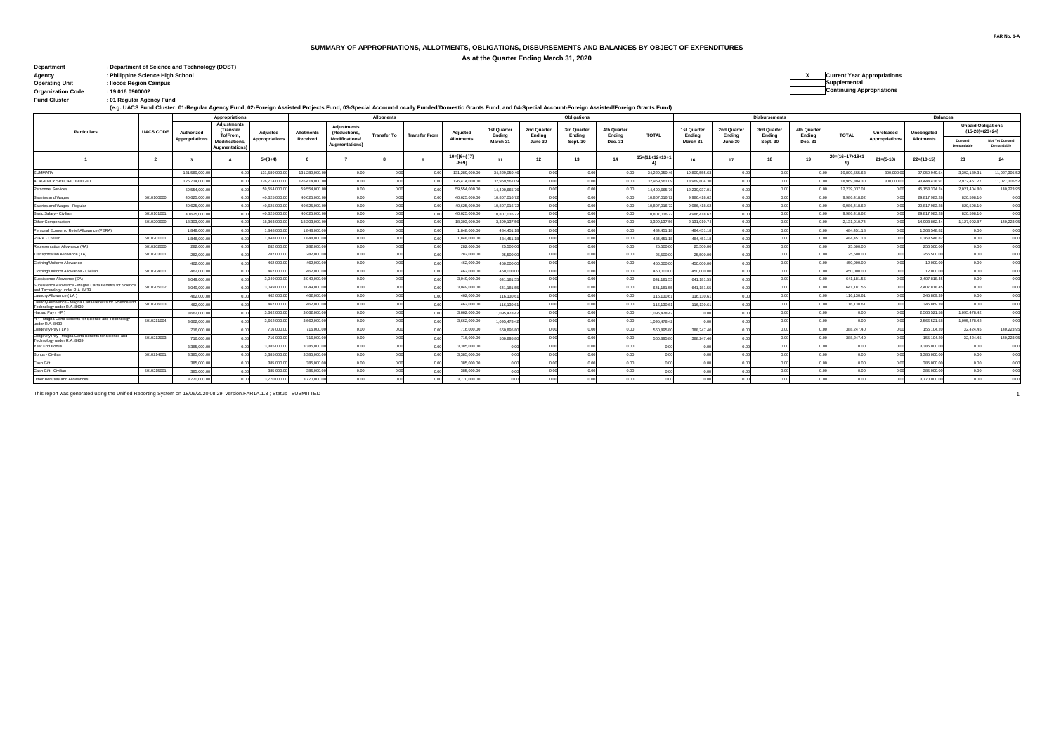FAR No. 1-A

## SUMMARY OF APPROPRIATIONS, ALLOTMENTS, OBLIGATIONS, DISBURSEMENTS AND BALANCES BY OBJECT OF EXPENDITURES

### As at the Quarter Ending March 31, 2020

**Department** : Department of Science and Technology (DOST)
**Agency** : Philippine Science High School
**Operating Unit** : Ilocos Region Campus
**Organization Code** : 19 016 0900002
**Fund Cluster** : 01 Regular Agency Fund

(e.g. UACS Fund Cluster: 01-Regular Agency Fund, 02-Foreign Assisted Projects Fund, 03-Special Account-Locally Funded/Domestic Grants Fund, and 04-Special Account-Foreign Assisted/Foreign Grants Fund)

| X | Current Year Appropriations |
|---|---|
| | Supplemental |
| | Continuing Appropriations |

| Particulars | UACS CODE | Appropriations | | | Allotments | | | | | Obligations | | | | | Disbursements | | | | | Balances | | | |
|---|---|---|---|---|---|---|---|---|---|---|---|---|---|---|---|---|---|---|---|---|---|---|---|
| | | Authorized Appropriations | Adjustments (Transfer To/From, Modifications/ Augmentations) | Adjusted Appropriations | Allotments Received | Adjustments (Reductions, Modifications/ Augmentations) | Transfer To | Transfer From | Adjusted Allotments | 1st Quarter Ending March 31 | 2nd Quarter Ending June 30 | 3rd Quarter Ending Sept. 30 | 4th Quarter Ending Dec. 31 | TOTAL | 1st Quarter Ending March 31 | 2nd Quarter Ending June 30 | 3rd Quarter Ending Sept. 30 | 4th Quarter Ending Dec. 31 | TOTAL | Unreleased Appropriations | Unobligated Allotments | Unpaid Obligations (15-20)=(23+24) Due and Demandable | Unpaid Obligations (15-20)=(23+24) Not Yet Due and Demandable |
| 1 | 2 | 3 | 4 | 5=(3+4) | 6 | 7 | 8 | 9 | 10=[{6+(-)7} -8+9] | 11 | 12 | 13 | 14 | 15=(11+12+13+14) | 16 | 17 | 18 | 19 | 20=(16+17+18+19) | 21=(5-10) | 22=(10-15) | 23 | 24 |
| SUMMARY | | 131,589,000.00 | 0.00 | 131,589,000.00 | 131,289,000.00 | 0.00 | 0.00 | 0.00 | 131,289,000.00 | 34,229,050.46 | 0.00 | 0.00 | 0.00 | 34,229,050.46 | 19,809,555.63 | 0.00 | 0.00 | 0.00 | 19,809,555.63 | 300,000.00 | 97,059,949.54 | 3,392,189.31 | 11,027,305.52 |
| A. AGENCY SPECIFIC BUDGET | | 126,714,000.00 | 0.00 | 126,714,000.00 | 126,414,000.00 | 0.00 | 0.00 | 0.00 | 126,414,000.00 | 32,969,561.09 | 0.00 | 0.00 | 0.00 | 32,969,561.09 | 18,969,804.30 | 0.00 | 0.00 | 0.00 | 18,969,804.30 | 300,000.00 | 93,444,438.91 | 2,972,451.27 | 11,027,305.52 |
| Personnel Services | | 59,554,000.00 | 0.00 | 59,554,000.00 | 59,554,000.00 | 0.00 | 0.00 | 0.00 | 59,554,000.00 | 14,400,665.76 | 0.00 | 0.00 | 0.00 | 14,400,665.76 | 12,239,037.01 | 0.00 | 0.00 | 0.00 | 12,239,037.01 | 0.00 | 45,153,334.24 | 2,021,404.80 | 140,223.95 |
| Salaries and Wages | 5010100000 | 40,625,000.00 | 0.00 | 40,625,000.00 | 40,625,000.00 | 0.00 | 0.00 | 0.00 | 40,625,000.00 | 10,807,016.72 | 0.00 | 0.00 | 0.00 | 10,807,016.72 | 9,986,418.62 | 0.00 | 0.00 | 0.00 | 9,986,418.62 | 0.00 | 29,817,983.28 | 820,598.10 | 0.00 |
| Salaries and Wages - Regular | | 40,625,000.00 | 0.00 | 40,625,000.00 | 40,625,000.00 | 0.00 | 0.00 | 0.00 | 40,625,000.00 | 10,807,016.72 | 0.00 | 0.00 | 0.00 | 10,807,016.72 | 9,986,418.62 | 0.00 | 0.00 | 0.00 | 9,986,418.62 | 0.00 | 29,817,983.28 | 820,598.10 | 0.00 |
| Basic Salary - Civilian | 5010101001 | 40,625,000.00 | 0.00 | 40,625,000.00 | 40,625,000.00 | 0.00 | 0.00 | 0.00 | 40,625,000.00 | 10,807,016.72 | 0.00 | 0.00 | 0.00 | 10,807,016.72 | 9,986,418.62 | 0.00 | 0.00 | 0.00 | 9,986,418.62 | 0.00 | 29,817,983.28 | 820,598.10 | 0.00 |
| Other Compensation | 5010200000 | 18,303,000.00 | 0.00 | 18,303,000.00 | 18,303,000.00 | 0.00 | 0.00 | 0.00 | 18,303,000.00 | 3,399,137.56 | 0.00 | 0.00 | 0.00 | 3,399,137.56 | 2,131,010.74 | 0.00 | 0.00 | 0.00 | 2,131,010.74 | 0.00 | 14,903,862.44 | 1,127,902.87 | 140,223.95 |
| Personal Economic Relief Allowance (PERA) | | 1,848,000.00 | 0.00 | 1,848,000.00 | 1,848,000.00 | 0.00 | 0.00 | 0.00 | 1,848,000.00 | 484,451.18 | 0.00 | 0.00 | 0.00 | 484,451.18 | 484,451.18 | 0.00 | 0.00 | 0.00 | 484,451.18 | 0.00 | 1,363,548.82 | 0.00 | 0.00 |
| PERA - Civilian | 5010201001 | 1,848,000.00 | 0.00 | 1,848,000.00 | 1,848,000.00 | 0.00 | 0.00 | 0.00 | 1,848,000.00 | 484,451.18 | 0.00 | 0.00 | 0.00 | 484,451.18 | 484,451.18 | 0.00 | 0.00 | 0.00 | 484,451.18 | 0.00 | 1,363,548.82 | 0.00 | 0.00 |
| Representation Allowance (RA) | 5010202000 | 282,000.00 | 0.00 | 282,000.00 | 282,000.00 | 0.00 | 0.00 | 0.00 | 282,000.00 | 25,500.00 | 0.00 | 0.00 | 0.00 | 25,500.00 | 25,500.00 | 0.00 | 0.00 | 0.00 | 25,500.00 | 0.00 | 256,500.00 | 0.00 | 0.00 |
| Transportation Allowance (TA) | 5010203001 | 282,000.00 | 0.00 | 282,000.00 | 282,000.00 | 0.00 | 0.00 | 0.00 | 282,000.00 | 25,500.00 | 0.00 | 0.00 | 0.00 | 25,500.00 | 25,500.00 | 0.00 | 0.00 | 0.00 | 25,500.00 | 0.00 | 256,500.00 | 0.00 | 0.00 |
| Clothing/Uniform Allowance | | 462,000.00 | 0.00 | 462,000.00 | 462,000.00 | 0.00 | 0.00 | 0.00 | 462,000.00 | 450,000.00 | 0.00 | 0.00 | 0.00 | 450,000.00 | 450,000.00 | 0.00 | 0.00 | 0.00 | 450,000.00 | 0.00 | 12,000.00 | 0.00 | 0.00 |
| Clothing/Uniform Allowance - Civilian | 5010204001 | 462,000.00 | 0.00 | 462,000.00 | 462,000.00 | 0.00 | 0.00 | 0.00 | 462,000.00 | 450,000.00 | 0.00 | 0.00 | 0.00 | 450,000.00 | 450,000.00 | 0.00 | 0.00 | 0.00 | 450,000.00 | 0.00 | 12,000.00 | 0.00 | 0.00 |
| Subsistence Allowance (SA) | | 3,049,000.00 | 0.00 | 3,049,000.00 | 3,049,000.00 | 0.00 | 0.00 | 0.00 | 3,049,000.00 | 641,181.55 | 0.00 | 0.00 | 0.00 | 641,181.55 | 641,181.55 | 0.00 | 0.00 | 0.00 | 641,181.55 | 0.00 | 2,407,818.45 | 0.00 | 0.00 |
| Subsistence Allowance - Magna Carta Benefits for Science and Technology under R.A. 8439 | 5010205002 | 3,049,000.00 | 0.00 | 3,049,000.00 | 3,049,000.00 | 0.00 | 0.00 | 0.00 | 3,049,000.00 | 641,181.55 | 0.00 | 0.00 | 0.00 | 641,181.55 | 641,181.55 | 0.00 | 0.00 | 0.00 | 641,181.55 | 0.00 | 2,407,818.45 | 0.00 | 0.00 |
| Laundry Allowance ( LA ) | | 462,000.00 | 0.00 | 462,000.00 | 462,000.00 | 0.00 | 0.00 | 0.00 | 462,000.00 | 116,130.61 | 0.00 | 0.00 | 0.00 | 116,130.61 | 116,130.61 | 0.00 | 0.00 | 0.00 | 116,130.61 | 0.00 | 345,869.39 | 0.00 | 0.00 |
| Laundry Allowance - Magna Carta Benefits for Science and Technology under R.A. 8439 | 5010206003 | 462,000.00 | 0.00 | 462,000.00 | 462,000.00 | 0.00 | 0.00 | 0.00 | 462,000.00 | 116,130.61 | 0.00 | 0.00 | 0.00 | 116,130.61 | 116,130.61 | 0.00 | 0.00 | 0.00 | 116,130.61 | 0.00 | 345,869.39 | 0.00 | 0.00 |
| Hazard Pay ( HP ) | | 3,662,000.00 | 0.00 | 3,662,000.00 | 3,662,000.00 | 0.00 | 0.00 | 0.00 | 3,662,000.00 | 1,095,478.42 | 0.00 | 0.00 | 0.00 | 1,095,478.42 | 0.00 | 0.00 | 0.00 | 0.00 | 0.00 | 0.00 | 2,566,521.58 | 1,095,478.42 | 0.00 |
| HP - Magna Carta Benefits for Science and Technology under R.A. 8439 | 5010211004 | 3,662,000.00 | 0.00 | 3,662,000.00 | 3,662,000.00 | 0.00 | 0.00 | 0.00 | 3,662,000.00 | 1,095,478.42 | 0.00 | 0.00 | 0.00 | 1,095,478.42 | 0.00 | 0.00 | 0.00 | 0.00 | 0.00 | 0.00 | 2,566,521.58 | 1,095,478.42 | 0.00 |
| Longevity Pay ( LP ) | | 716,000.00 | 0.00 | 716,000.00 | 716,000.00 | 0.00 | 0.00 | 0.00 | 716,000.00 | 560,895.80 | 0.00 | 0.00 | 0.00 | 560,895.80 | 388,247.40 | 0.00 | 0.00 | 0.00 | 388,247.40 | 0.00 | 155,104.20 | 32,424.45 | 140,223.95 |
| Longevity Pay - Magna Carta Benefits for Science and Technology under R.A. 8439 | 5010212003 | 716,000.00 | 0.00 | 716,000.00 | 716,000.00 | 0.00 | 0.00 | 0.00 | 716,000.00 | 560,895.80 | 0.00 | 0.00 | 0.00 | 560,895.80 | 388,247.40 | 0.00 | 0.00 | 0.00 | 388,247.40 | 0.00 | 155,104.20 | 32,424.45 | 140,223.95 |
| Year End Bonus | | 3,385,000.00 | 0.00 | 3,385,000.00 | 3,385,000.00 | 0.00 | 0.00 | 0.00 | 3,385,000.00 | 0.00 | 0.00 | 0.00 | 0.00 | 0.00 | 0.00 | 0.00 | 0.00 | 0.00 | 0.00 | 0.00 | 3,385,000.00 | 0.00 | 0.00 |
| Bonus - Civilian | 5010214001 | 3,385,000.00 | 0.00 | 3,385,000.00 | 3,385,000.00 | 0.00 | 0.00 | 0.00 | 3,385,000.00 | 0.00 | 0.00 | 0.00 | 0.00 | 0.00 | 0.00 | 0.00 | 0.00 | 0.00 | 0.00 | 0.00 | 3,385,000.00 | 0.00 | 0.00 |
| Cash Gift | | 385,000.00 | 0.00 | 385,000.00 | 385,000.00 | 0.00 | 0.00 | 0.00 | 385,000.00 | 0.00 | 0.00 | 0.00 | 0.00 | 0.00 | 0.00 | 0.00 | 0.00 | 0.00 | 0.00 | 0.00 | 385,000.00 | 0.00 | 0.00 |
| Cash Gift - Civilian | 5010215001 | 385,000.00 | 0.00 | 385,000.00 | 385,000.00 | 0.00 | 0.00 | 0.00 | 385,000.00 | 0.00 | 0.00 | 0.00 | 0.00 | 0.00 | 0.00 | 0.00 | 0.00 | 0.00 | 0.00 | 0.00 | 385,000.00 | 0.00 | 0.00 |
| Other Bonuses and Allowances | | 3,770,000.00 | 0.00 | 3,770,000.00 | 3,770,000.00 | 0.00 | 0.00 | 0.00 | 3,770,000.00 | 0.00 | 0.00 | 0.00 | 0.00 | 0.00 | 0.00 | 0.00 | 0.00 | 0.00 | 0.00 | 0.00 | 3,770,000.00 | 0.00 | 0.00 |

This report was generated using the Unified Reporting System on 18/05/2020 08:29 version.FAR1A.1.3 ; Status : SUBMITTED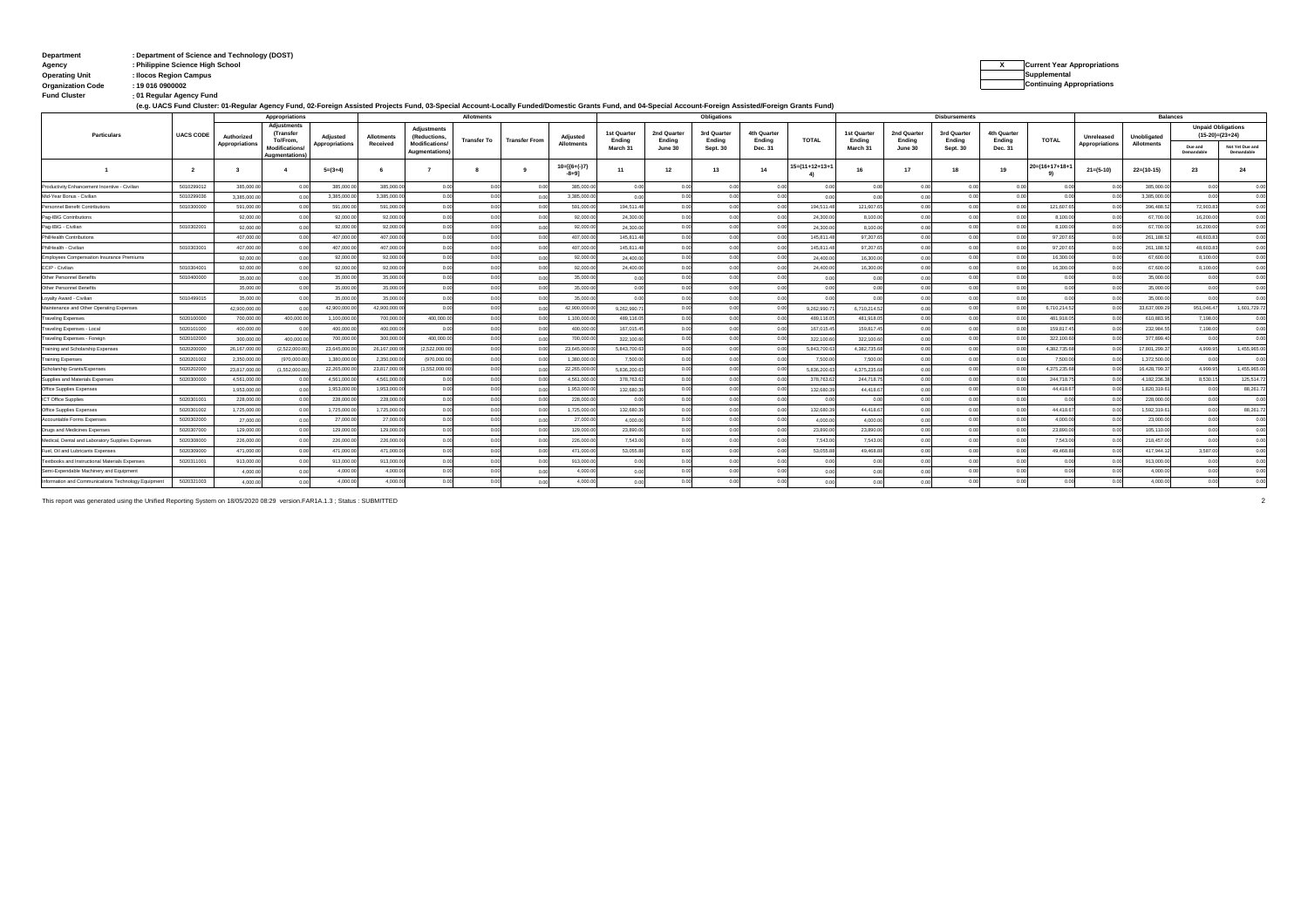**Department** : Department of Science and Technology (DOST)
**Agency** : Philippine Science High School
**Operating Unit** : Ilocos Region Campus
**Organization Code** : 19 016 0900002
**Fund Cluster** : 01 Regular Agency Fund

(e.g. UACS Fund Cluster: 01-Regular Agency Fund, 02-Foreign Assisted Projects Fund, 03-Special Account-Locally Funded/Domestic Grants Fund, and 04-Special Account-Foreign Assisted/Foreign Grants Fund)

| X | Current Year Appropriations |
|---|---|
| | Supplemental |
| | Continuing Appropriations |

| Particulars | UACS CODE | Appropriations | | | Allotments | | | | | Obligations | | | | | Disbursements | | | | | Balances | | | |
|---|---|---|---|---|---|---|---|---|---|---|---|---|---|---|---|---|---|---|---|---|---|---|---|
| | | Authorized Appropriations | Adjustments (Transfer To/From, Modifications/ Augmentations) | Adjusted Appropriations | Allotments Received | Adjustments (Reductions, Modifications/ Augmentations) | Transfer To | Transfer From | Adjusted Allotments | 1st Quarter Ending March 31 | 2nd Quarter Ending June 30 | 3rd Quarter Ending Sept. 30 | 4th Quarter Ending Dec. 31 | TOTAL | 1st Quarter Ending March 31 | 2nd Quarter Ending June 30 | 3rd Quarter Ending Sept. 30 | 4th Quarter Ending Dec. 31 | TOTAL | Unreleased Appropriations | Unobligated Allotments | Unpaid Obligations (15-20)=(23+24) Due and Demandable | Not Yet Due and Demandable |
| 1 | 2 | 3 | 4 | 5=(3+4) | 6 | 7 | 8 | 9 | 10=[{6+(-)7}-8+9] | 11 | 12 | 13 | 14 | 15=(11+12+13+14) | 16 | 17 | 18 | 19 | 20=(16+17+18+19) | 21=(5-10) | 22=(10-15) | 23 | 24 |
| Productivity Enhancement Incentive - Civilian | 5010299012 | 385,000.00 | 0.00 | 385,000.00 | 385,000.00 | 0.00 | 0.00 | 0.00 | 385,000.00 | 0.00 | 0.00 | 0.00 | 0.00 | 0.00 | 0.00 | 0.00 | 0.00 | 0.00 | 0.00 | 0.00 | 385,000.00 | 0.00 | 0.00 |
| Mid-Year Bonus - Civilian | 5010299036 | 3,385,000.00 | 0.00 | 3,385,000.00 | 3,385,000.00 | 0.00 | 0.00 | 0.00 | 3,385,000.00 | 0.00 | 0.00 | 0.00 | 0.00 | 0.00 | 0.00 | 0.00 | 0.00 | 0.00 | 0.00 | 0.00 | 3,385,000.00 | 0.00 | 0.00 |
| Personnel Benefit Contributions | 5010300000 | 591,000.00 | 0.00 | 591,000.00 | 591,000.00 | 0.00 | 0.00 | 0.00 | 591,000.00 | 194,511.48 | 0.00 | 0.00 | 0.00 | 194,511.48 | 121,607.65 | 0.00 | 0.00 | 0.00 | 121,607.65 | 0.00 | 396,488.52 | 72,903.83 | 0.00 |
| Pag-IBIG Contributions | | 92,000.00 | 0.00 | 92,000.00 | 92,000.00 | 0.00 | 0.00 | 0.00 | 92,000.00 | 24,300.00 | 0.00 | 0.00 | 0.00 | 24,300.00 | 8,100.00 | 0.00 | 0.00 | 0.00 | 8,100.00 | 0.00 | 67,700.00 | 16,200.00 | 0.00 |
| Pag-IBIG - Civilian | 5010302001 | 92,000.00 | 0.00 | 92,000.00 | 92,000.00 | 0.00 | 0.00 | 0.00 | 92,000.00 | 24,300.00 | 0.00 | 0.00 | 0.00 | 24,300.00 | 8,100.00 | 0.00 | 0.00 | 0.00 | 8,100.00 | 0.00 | 67,700.00 | 16,200.00 | 0.00 |
| PhilHealth Contributions | | 407,000.00 | 0.00 | 407,000.00 | 407,000.00 | 0.00 | 0.00 | 0.00 | 407,000.00 | 145,811.48 | 0.00 | 0.00 | 0.00 | 145,811.48 | 97,207.65 | 0.00 | 0.00 | 0.00 | 97,207.65 | 0.00 | 261,188.52 | 48,603.83 | 0.00 |
| PhilHealth - Civilian | 5010303001 | 407,000.00 | 0.00 | 407,000.00 | 407,000.00 | 0.00 | 0.00 | 0.00 | 407,000.00 | 145,811.48 | 0.00 | 0.00 | 0.00 | 145,811.48 | 97,207.65 | 0.00 | 0.00 | 0.00 | 97,207.65 | 0.00 | 261,188.52 | 48,603.83 | 0.00 |
| Employees Compensation Insurance Premiums | | 92,000.00 | 0.00 | 92,000.00 | 92,000.00 | 0.00 | 0.00 | 0.00 | 92,000.00 | 24,400.00 | 0.00 | 0.00 | 0.00 | 24,400.00 | 16,300.00 | 0.00 | 0.00 | 0.00 | 16,300.00 | 0.00 | 67,600.00 | 8,100.00 | 0.00 |
| ECIP - Civilian | 5010304001 | 92,000.00 | 0.00 | 92,000.00 | 92,000.00 | 0.00 | 0.00 | 0.00 | 92,000.00 | 24,400.00 | 0.00 | 0.00 | 0.00 | 24,400.00 | 16,300.00 | 0.00 | 0.00 | 0.00 | 16,300.00 | 0.00 | 67,600.00 | 8,100.00 | 0.00 |
| Other Personnel Benefits | 5010400000 | 35,000.00 | 0.00 | 35,000.00 | 35,000.00 | 0.00 | 0.00 | 0.00 | 35,000.00 | 0.00 | 0.00 | 0.00 | 0.00 | 0.00 | 0.00 | 0.00 | 0.00 | 0.00 | 0.00 | 0.00 | 35,000.00 | 0.00 | 0.00 |
| Other Personnel Benefits | | 35,000.00 | 0.00 | 35,000.00 | 35,000.00 | 0.00 | 0.00 | 0.00 | 35,000.00 | 0.00 | 0.00 | 0.00 | 0.00 | 0.00 | 0.00 | 0.00 | 0.00 | 0.00 | 0.00 | 0.00 | 35,000.00 | 0.00 | 0.00 |
| Loyalty Award - Civilian | 5010499015 | 35,000.00 | 0.00 | 35,000.00 | 35,000.00 | 0.00 | 0.00 | 0.00 | 35,000.00 | 0.00 | 0.00 | 0.00 | 0.00 | 0.00 | 0.00 | 0.00 | 0.00 | 0.00 | 0.00 | 0.00 | 35,000.00 | 0.00 | 0.00 |
| Maintenance and Other Operating Expenses | | 42,900,000.00 | 0.00 | 42,900,000.00 | 42,900,000.00 | 0.00 | 0.00 | 0.00 | 42,900,000.00 | 9,262,990.71 | 0.00 | 0.00 | 0.00 | 9,262,990.71 | 6,710,214.52 | 0.00 | 0.00 | 0.00 | 6,710,214.52 | 0.00 | 33,637,009.29 | 951,046.47 | 1,601,729.72 |
| Traveling Expenses | 5020100000 | 700,000.00 | 400,000.00 | 1,100,000.00 | 700,000.00 | 400,000.00 | 0.00 | 0.00 | 1,100,000.00 | 489,116.05 | 0.00 | 0.00 | 0.00 | 489,116.05 | 481,918.05 | 0.00 | 0.00 | 0.00 | 481,918.05 | 0.00 | 610,883.95 | 7,198.00 | 0.00 |
| Traveling Expenses - Local | 5020101000 | 400,000.00 | 0.00 | 400,000.00 | 400,000.00 | 0.00 | 0.00 | 0.00 | 400,000.00 | 167,015.45 | 0.00 | 0.00 | 0.00 | 167,015.45 | 159,817.45 | 0.00 | 0.00 | 0.00 | 159,817.45 | 0.00 | 232,984.55 | 7,198.00 | 0.00 |
| Traveling Expenses - Foreign | 5020102000 | 300,000.00 | 400,000.00 | 700,000.00 | 300,000.00 | 400,000.00 | 0.00 | 0.00 | 700,000.00 | 322,100.60 | 0.00 | 0.00 | 0.00 | 322,100.60 | 322,100.60 | 0.00 | 0.00 | 0.00 | 322,100.60 | 0.00 | 377,899.40 | 0.00 | 0.00 |
| Training and Scholarship Expenses | 5020200000 | 26,167,000.00 | (2,522,000.00) | 23,645,000.00 | 26,167,000.00 | (2,522,000.00) | 0.00 | 0.00 | 23,645,000.00 | 5,843,700.63 | 0.00 | 0.00 | 0.00 | 5,843,700.63 | 4,382,735.68 | 0.00 | 0.00 | 0.00 | 4,382,735.68 | 0.00 | 17,801,299.37 | 4,999.95 | 1,455,965.00 |
| Training Expenses | 5020201002 | 2,350,000.00 | (970,000.00) | 1,380,000.00 | 2,350,000.00 | (970,000.00) | 0.00 | 0.00 | 1,380,000.00 | 7,500.00 | 0.00 | 0.00 | 0.00 | 7,500.00 | 7,500.00 | 0.00 | 0.00 | 0.00 | 7,500.00 | 0.00 | 1,372,500.00 | 0.00 | 0.00 |
| Scholarship Grants/Expenses | 5020202000 | 23,817,000.00 | (1,552,000.00) | 22,265,000.00 | 23,817,000.00 | (1,552,000.00) | 0.00 | 0.00 | 22,265,000.00 | 5,836,200.63 | 0.00 | 0.00 | 0.00 | 5,836,200.63 | 4,375,235.68 | 0.00 | 0.00 | 0.00 | 4,375,235.68 | 0.00 | 16,428,799.37 | 4,999.95 | 1,455,965.00 |
| Supplies and Materials Expenses | 5020300000 | 4,561,000.00 | 0.00 | 4,561,000.00 | 4,561,000.00 | 0.00 | 0.00 | 0.00 | 4,561,000.00 | 378,763.62 | 0.00 | 0.00 | 0.00 | 378,763.62 | 244,718.75 | 0.00 | 0.00 | 0.00 | 244,718.75 | 0.00 | 4,182,236.38 | 8,530.15 | 125,514.72 |
| Office Supplies Expenses | | 1,953,000.00 | 0.00 | 1,953,000.00 | 1,953,000.00 | 0.00 | 0.00 | 0.00 | 1,953,000.00 | 132,680.39 | 0.00 | 0.00 | 0.00 | 132,680.39 | 44,418.67 | 0.00 | 0.00 | 0.00 | 44,418.67 | 0.00 | 1,820,319.61 | 0.00 | 88,261.72 |
| ICT Office Supplies | 5020301001 | 228,000.00 | 0.00 | 228,000.00 | 228,000.00 | 0.00 | 0.00 | 0.00 | 228,000.00 | 0.00 | 0.00 | 0.00 | 0.00 | 0.00 | 0.00 | 0.00 | 0.00 | 0.00 | 0.00 | 0.00 | 228,000.00 | 0.00 | 0.00 |
| Office Supplies Expenses | 5020301002 | 1,725,000.00 | 0.00 | 1,725,000.00 | 1,725,000.00 | 0.00 | 0.00 | 0.00 | 1,725,000.00 | 132,680.39 | 0.00 | 0.00 | 0.00 | 132,680.39 | 44,418.67 | 0.00 | 0.00 | 0.00 | 44,418.67 | 0.00 | 1,592,319.61 | 0.00 | 88,261.72 |
| Accountable Forms Expenses | 5020302000 | 27,000.00 | 0.00 | 27,000.00 | 27,000.00 | 0.00 | 0.00 | 0.00 | 27,000.00 | 4,000.00 | 0.00 | 0.00 | 0.00 | 4,000.00 | 4,000.00 | 0.00 | 0.00 | 0.00 | 4,000.00 | 0.00 | 23,000.00 | 0.00 | 0.00 |
| Drugs and Medicines Expenses | 5020307000 | 129,000.00 | 0.00 | 129,000.00 | 129,000.00 | 0.00 | 0.00 | 0.00 | 129,000.00 | 23,890.00 | 0.00 | 0.00 | 0.00 | 23,890.00 | 23,890.00 | 0.00 | 0.00 | 0.00 | 23,890.00 | 0.00 | 105,110.00 | 0.00 | 0.00 |
| Medical, Dental and Laboratory Supplies Expenses | 5020308000 | 226,000.00 | 0.00 | 226,000.00 | 226,000.00 | 0.00 | 0.00 | 0.00 | 226,000.00 | 7,543.00 | 0.00 | 0.00 | 0.00 | 7,543.00 | 7,543.00 | 0.00 | 0.00 | 0.00 | 7,543.00 | 0.00 | 218,457.00 | 0.00 | 0.00 |
| Fuel, Oil and Lubricants Expenses | 5020309000 | 471,000.00 | 0.00 | 471,000.00 | 471,000.00 | 0.00 | 0.00 | 0.00 | 471,000.00 | 53,055.88 | 0.00 | 0.00 | 0.00 | 53,055.88 | 49,468.88 | 0.00 | 0.00 | 0.00 | 49,468.88 | 0.00 | 417,944.12 | 3,587.00 | 0.00 |
| Textbooks and Instructional Materials Expenses | 5020311001 | 913,000.00 | 0.00 | 913,000.00 | 913,000.00 | 0.00 | 0.00 | 0.00 | 913,000.00 | 0.00 | 0.00 | 0.00 | 0.00 | 0.00 | 0.00 | 0.00 | 0.00 | 0.00 | 0.00 | 0.00 | 913,000.00 | 0.00 | 0.00 |
| Semi-Expendable Machinery and Equipment | | 4,000.00 | 0.00 | 4,000.00 | 4,000.00 | 0.00 | 0.00 | 0.00 | 4,000.00 | 0.00 | 0.00 | 0.00 | 0.00 | 0.00 | 0.00 | 0.00 | 0.00 | 0.00 | 0.00 | 0.00 | 4,000.00 | 0.00 | 0.00 |
| Information and Communications Technology Equipment | 5020321003 | 4,000.00 | 0.00 | 4,000.00 | 4,000.00 | 0.00 | 0.00 | 0.00 | 4,000.00 | 0.00 | 0.00 | 0.00 | 0.00 | 0.00 | 0.00 | 0.00 | 0.00 | 0.00 | 0.00 | 0.00 | 4,000.00 | 0.00 | 0.00 |

This report was generated using the Unified Reporting System on 18/05/2020 08:29 version.FAR1A.1.3 ; Status : SUBMITTED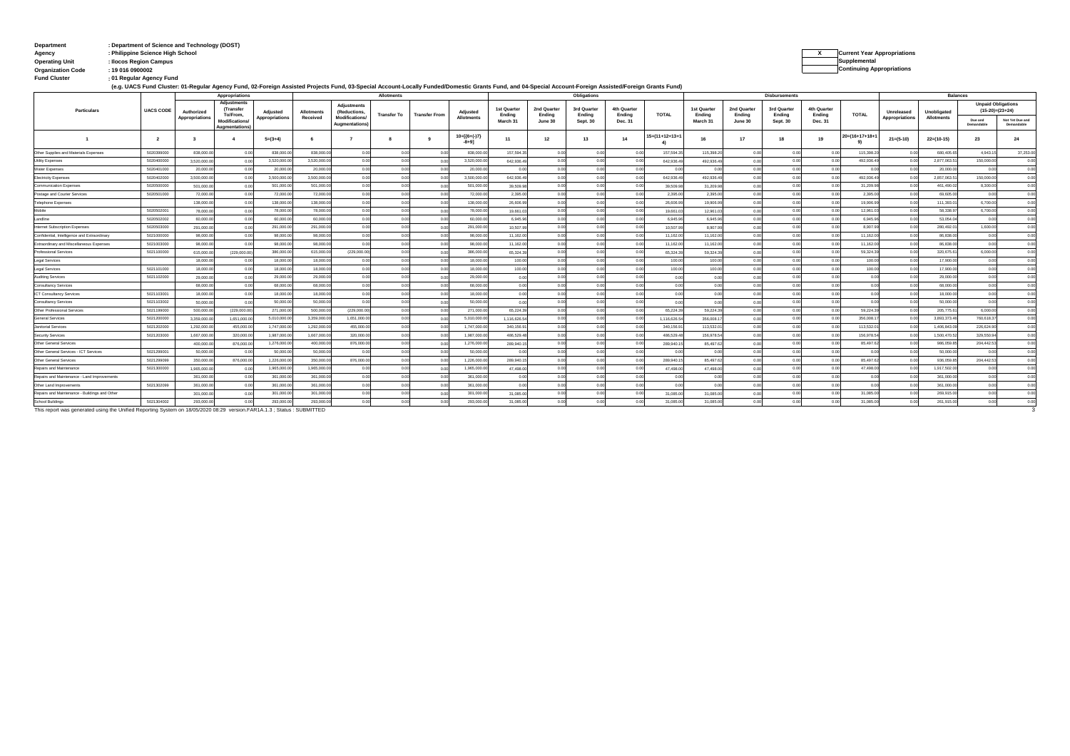**Department** : Department of Science and Technology (DOST)
**Agency** : Philippine Science High School
**Operating Unit** : Ilocos Region Campus
**Organization Code** : 19 016 0900002
**Fund Cluster** : 01 Regular Agency Fund

(e.g. UACS Fund Cluster: 01-Regular Agency Fund, 02-Foreign Assisted Projects Fund, 03-Special Account-Locally Funded/Domestic Grants Fund, and 04-Special Account-Foreign Assisted/Foreign Grants Fund)

| X | Current Year Appropriations |
|---|---|
| | Supplemental |
| | Continuing Appropriations |

| Particulars | UACS CODE | Appropriations | | | Allotments | | | | | Obligations | | | | | Disbursements | | | | | Balances | | | |
|---|---|---|---|---|---|---|---|---|---|---|---|---|---|---|---|---|---|---|---|---|---|---|---|
| | | Authorized Appropriations | Adjustments (Transfer To/From, Modifications/ Augmentations) | Adjusted Appropriations | Allotments Received | Adjustments (Reductions, Modifications/ Augmentations) | Transfer To | Transfer From | Adjusted Allotments | 1st Quarter Ending March 31 | 2nd Quarter Ending June 30 | 3rd Quarter Ending Sept. 30 | 4th Quarter Ending Dec. 31 | TOTAL | 1st Quarter Ending March 31 | 2nd Quarter Ending June 30 | 3rd Quarter Ending Sept. 30 | 4th Quarter Ending Dec. 31 | TOTAL | Unreleased Appropriations | Unobligated Allotments | Unpaid Obligations (15-20)=(23+24) Due and Demandable | Unpaid Obligations (15-20)=(23+24) Not Yet Due and Demandable |
| 1 | 2 | 3 | 4 | 5=(3+4) | 6 | 7 | 8 | 9 | 10=[{6+(-)7}-8+9] | 11 | 12 | 13 | 14 | 15=(11+12+13+14) | 16 | 17 | 18 | 19 | 20=(16+17+18+19) | 21=(5-10) | 22=(10-15) | 23 | 24 |
| Other Supplies and Materials Expenses | 5020399000 | 838,000.00 | 0.00 | 838,000.00 | 838,000.00 | 0.00 | 0.00 | 0.00 | 838,000.00 | 157,594.35 | 0.00 | 0.00 | 0.00 | 157,594.35 | 115,398.20 | 0.00 | 0.00 | 0.00 | 115,398.20 | 0.00 | 680,405.65 | 4,943.15 | 37,253.00 |
| Utility Expenses | 5020400000 | 3,520,000.00 | 0.00 | 3,520,000.00 | 3,520,000.00 | 0.00 | 0.00 | 0.00 | 3,520,000.00 | 642,936.49 | 0.00 | 0.00 | 0.00 | 642,936.49 | 492,936.49 | 0.00 | 0.00 | 0.00 | 492,936.49 | 0.00 | 2,877,063.51 | 150,000.00 | 0.00 |
| Water Expenses | 5020401000 | 20,000.00 | 0.00 | 20,000.00 | 20,000.00 | 0.00 | 0.00 | 0.00 | 20,000.00 | 0.00 | 0.00 | 0.00 | 0.00 | 0.00 | 0.00 | 0.00 | 0.00 | 0.00 | 0.00 | 0.00 | 20,000.00 | 0.00 | 0.00 |
| Electricity Expenses | 5020402000 | 3,500,000.00 | 0.00 | 3,500,000.00 | 3,500,000.00 | 0.00 | 0.00 | 0.00 | 3,500,000.00 | 642,936.49 | 0.00 | 0.00 | 0.00 | 642,936.49 | 492,936.49 | 0.00 | 0.00 | 0.00 | 492,936.49 | 0.00 | 2,857,063.51 | 150,000.00 | 0.00 |
| Communication Expenses | 5020500000 | 501,000.00 | 0.00 | 501,000.00 | 501,000.00 | 0.00 | 0.00 | 0.00 | 501,000.00 | 39,509.98 | 0.00 | 0.00 | 0.00 | 39,509.98 | 31,209.98 | 0.00 | 0.00 | 0.00 | 31,209.98 | 0.00 | 461,490.02 | 8,300.00 | 0.00 |
| Postage and Courier Services | 5020501000 | 72,000.00 | 0.00 | 72,000.00 | 72,000.00 | 0.00 | 0.00 | 0.00 | 72,000.00 | 2,395.00 | 0.00 | 0.00 | 0.00 | 2,395.00 | 2,395.00 | 0.00 | 0.00 | 0.00 | 2,395.00 | 0.00 | 69,605.00 | 0.00 | 0.00 |
| Telephone Expenses | | 138,000.00 | 0.00 | 138,000.00 | 138,000.00 | 0.00 | 0.00 | 0.00 | 138,000.00 | 26,606.99 | 0.00 | 0.00 | 0.00 | 26,606.99 | 19,906.99 | 0.00 | 0.00 | 0.00 | 19,906.99 | 0.00 | 111,393.01 | 6,700.00 | 0.00 |
| Mobile | 5020502001 | 78,000.00 | 0.00 | 78,000.00 | 78,000.00 | 0.00 | 0.00 | 0.00 | 78,000.00 | 19,661.03 | 0.00 | 0.00 | 0.00 | 19,661.03 | 12,961.03 | 0.00 | 0.00 | 0.00 | 12,961.03 | 0.00 | 58,338.97 | 6,700.00 | 0.00 |
| Landline | 5020502002 | 60,000.00 | 0.00 | 60,000.00 | 60,000.00 | 0.00 | 0.00 | 0.00 | 60,000.00 | 6,945.96 | 0.00 | 0.00 | 0.00 | 6,945.96 | 6,945.96 | 0.00 | 0.00 | 0.00 | 6,945.96 | 0.00 | 53,054.04 | 0.00 | 0.00 |
| Internet Subscription Expenses | 5020503000 | 291,000.00 | 0.00 | 291,000.00 | 291,000.00 | 0.00 | 0.00 | 0.00 | 291,000.00 | 10,507.99 | 0.00 | 0.00 | 0.00 | 10,507.99 | 8,907.99 | 0.00 | 0.00 | 0.00 | 8,907.99 | 0.00 | 280,492.01 | 1,600.00 | 0.00 |
| Confidential, Intelligence and Extraordinary | 5021000000 | 98,000.00 | 0.00 | 98,000.00 | 98,000.00 | 0.00 | 0.00 | 0.00 | 98,000.00 | 11,162.00 | 0.00 | 0.00 | 0.00 | 11,162.00 | 11,162.00 | 0.00 | 0.00 | 0.00 | 11,162.00 | 0.00 | 86,838.00 | 0.00 | 0.00 |
| Extraordinary and Miscellaneous Expenses | 5021003000 | 98,000.00 | 0.00 | 98,000.00 | 98,000.00 | 0.00 | 0.00 | 0.00 | 98,000.00 | 11,162.00 | 0.00 | 0.00 | 0.00 | 11,162.00 | 11,162.00 | 0.00 | 0.00 | 0.00 | 11,162.00 | 0.00 | 86,838.00 | 0.00 | 0.00 |
| Professional Services | 5021100000 | 615,000.00 | (229,000.00) | 386,000.00 | 615,000.00 | (229,000.00) | 0.00 | 0.00 | 386,000.00 | 65,324.39 | 0.00 | 0.00 | 0.00 | 65,324.39 | 59,324.39 | 0.00 | 0.00 | 0.00 | 59,324.39 | 0.00 | 320,675.61 | 6,000.00 | 0.00 |
| Legal Services | | 18,000.00 | 0.00 | 18,000.00 | 18,000.00 | 0.00 | 0.00 | 0.00 | 18,000.00 | 100.00 | 0.00 | 0.00 | 0.00 | 100.00 | 100.00 | 0.00 | 0.00 | 0.00 | 100.00 | 0.00 | 17,900.00 | 0.00 | 0.00 |
| Legal Services | 5021101000 | 18,000.00 | 0.00 | 18,000.00 | 18,000.00 | 0.00 | 0.00 | 0.00 | 18,000.00 | 100.00 | 0.00 | 0.00 | 0.00 | 100.00 | 100.00 | 0.00 | 0.00 | 0.00 | 100.00 | 0.00 | 17,900.00 | 0.00 | 0.00 |
| Auditing Services | 5021102000 | 29,000.00 | 0.00 | 29,000.00 | 29,000.00 | 0.00 | 0.00 | 0.00 | 29,000.00 | 0.00 | 0.00 | 0.00 | 0.00 | 0.00 | 0.00 | 0.00 | 0.00 | 0.00 | 0.00 | 0.00 | 29,000.00 | 0.00 | 0.00 |
| Consultancy Services | | 68,000.00 | 0.00 | 68,000.00 | 68,000.00 | 0.00 | 0.00 | 0.00 | 68,000.00 | 0.00 | 0.00 | 0.00 | 0.00 | 0.00 | 0.00 | 0.00 | 0.00 | 0.00 | 0.00 | 0.00 | 68,000.00 | 0.00 | 0.00 |
| ICT Consultancy Services | 5021103001 | 18,000.00 | 0.00 | 18,000.00 | 18,000.00 | 0.00 | 0.00 | 0.00 | 18,000.00 | 0.00 | 0.00 | 0.00 | 0.00 | 0.00 | 0.00 | 0.00 | 0.00 | 0.00 | 0.00 | 0.00 | 18,000.00 | 0.00 | 0.00 |
| Consultancy Services | 5021103002 | 50,000.00 | 0.00 | 50,000.00 | 50,000.00 | 0.00 | 0.00 | 0.00 | 50,000.00 | 0.00 | 0.00 | 0.00 | 0.00 | 0.00 | 0.00 | 0.00 | 0.00 | 0.00 | 0.00 | 0.00 | 50,000.00 | 0.00 | 0.00 |
| Other Professional Services | 5021199000 | 500,000.00 | (229,000.00) | 271,000.00 | 500,000.00 | (229,000.00) | 0.00 | 0.00 | 271,000.00 | 65,224.39 | 0.00 | 0.00 | 0.00 | 65,224.39 | 59,224.39 | 0.00 | 0.00 | 0.00 | 59,224.39 | 0.00 | 205,775.61 | 6,000.00 | 0.00 |
| General Services | 5021200000 | 3,359,000.00 | 1,651,000.00 | 5,010,000.00 | 3,359,000.00 | 1,651,000.00 | 0.00 | 0.00 | 5,010,000.00 | 1,116,626.54 | 0.00 | 0.00 | 0.00 | 1,116,626.54 | 356,008.17 | 0.00 | 0.00 | 0.00 | 356,008.17 | 0.00 | 3,893,373.46 | 760,618.37 | 0.00 |
| Janitorial Services | 5021202000 | 1,292,000.00 | 455,000.00 | 1,747,000.00 | 1,292,000.00 | 455,000.00 | 0.00 | 0.00 | 1,747,000.00 | 340,156.91 | 0.00 | 0.00 | 0.00 | 340,156.91 | 113,532.01 | 0.00 | 0.00 | 0.00 | 113,532.01 | 0.00 | 1,406,843.09 | 226,624.90 | 0.00 |
| Security Services | 5021203000 | 1,667,000.00 | 320,000.00 | 1,987,000.00 | 1,667,000.00 | 320,000.00 | 0.00 | 0.00 | 1,987,000.00 | 486,529.48 | 0.00 | 0.00 | 0.00 | 486,529.48 | 156,978.54 | 0.00 | 0.00 | 0.00 | 156,978.54 | 0.00 | 1,500,470.52 | 329,550.94 | 0.00 |
| Other General Services | | 400,000.00 | 876,000.00 | 1,276,000.00 | 400,000.00 | 876,000.00 | 0.00 | 0.00 | 1,276,000.00 | 289,940.15 | 0.00 | 0.00 | 0.00 | 289,940.15 | 85,497.62 | 0.00 | 0.00 | 0.00 | 85,497.62 | 0.00 | 986,059.85 | 204,442.53 | 0.00 |
| Other General Services - ICT Services | 5021299001 | 50,000.00 | 0.00 | 50,000.00 | 50,000.00 | 0.00 | 0.00 | 0.00 | 50,000.00 | 0.00 | 0.00 | 0.00 | 0.00 | 0.00 | 0.00 | 0.00 | 0.00 | 0.00 | 0.00 | 0.00 | 50,000.00 | 0.00 | 0.00 |
| Other General Services | 5021299099 | 350,000.00 | 876,000.00 | 1,226,000.00 | 350,000.00 | 876,000.00 | 0.00 | 0.00 | 1,226,000.00 | 289,940.15 | 0.00 | 0.00 | 0.00 | 289,940.15 | 85,497.62 | 0.00 | 0.00 | 0.00 | 85,497.62 | 0.00 | 936,059.85 | 204,442.53 | 0.00 |
| Repairs and Maintenance | 5021300000 | 1,965,000.00 | 0.00 | 1,965,000.00 | 1,965,000.00 | 0.00 | 0.00 | 0.00 | 1,965,000.00 | 47,498.00 | 0.00 | 0.00 | 0.00 | 47,498.00 | 47,498.00 | 0.00 | 0.00 | 0.00 | 47,498.00 | 0.00 | 1,917,502.00 | 0.00 | 0.00 |
| Repairs and Maintenance - Land Improvements | | 361,000.00 | 0.00 | 361,000.00 | 361,000.00 | 0.00 | 0.00 | 0.00 | 361,000.00 | 0.00 | 0.00 | 0.00 | 0.00 | 0.00 | 0.00 | 0.00 | 0.00 | 0.00 | 0.00 | 0.00 | 361,000.00 | 0.00 | 0.00 |
| Other Land Improvements | 5021302099 | 361,000.00 | 0.00 | 361,000.00 | 361,000.00 | 0.00 | 0.00 | 0.00 | 361,000.00 | 0.00 | 0.00 | 0.00 | 0.00 | 0.00 | 0.00 | 0.00 | 0.00 | 0.00 | 0.00 | 0.00 | 361,000.00 | 0.00 | 0.00 |
| Repairs and Maintenance - Buildings and Other | | 301,000.00 | 0.00 | 301,000.00 | 301,000.00 | 0.00 | 0.00 | 0.00 | 301,000.00 | 31,085.00 | 0.00 | 0.00 | 0.00 | 31,085.00 | 31,085.00 | 0.00 | 0.00 | 0.00 | 31,085.00 | 0.00 | 269,915.00 | 0.00 | 0.00 |
| School Buildings | 5021304002 | 293,000.00 | 0.00 | 293,000.00 | 293,000.00 | 0.00 | 0.00 | 0.00 | 293,000.00 | 31,085.00 | 0.00 | 0.00 | 0.00 | 31,085.00 | 31,085.00 | 0.00 | 0.00 | 0.00 | 31,085.00 | 0.00 | 261,915.00 | 0.00 | 0.00 |

This report was generated using the Unified Reporting System on 18/05/2020 08:29 version.FAR1A.1.3 ; Status : SUBMITTED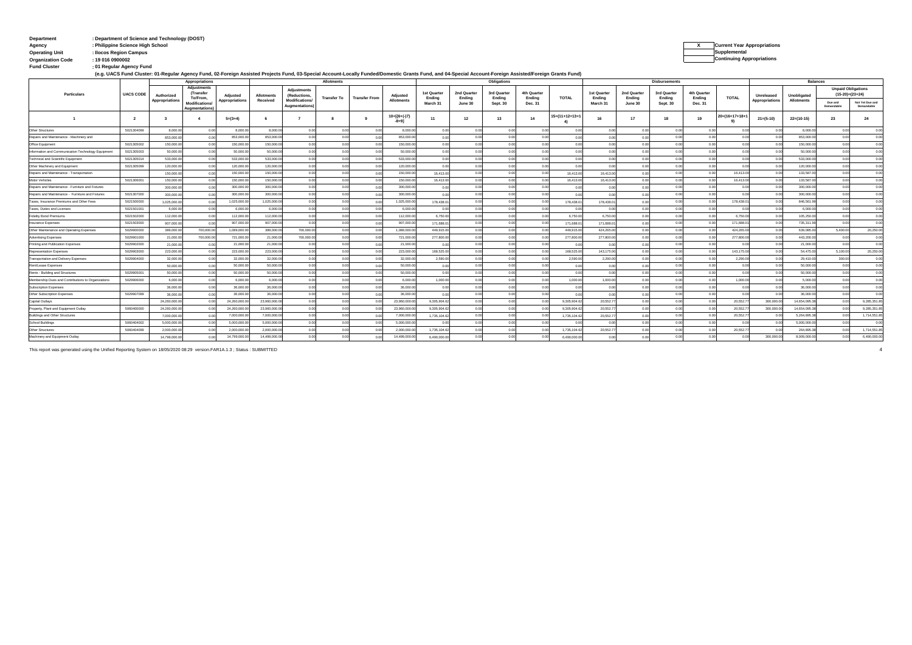**Department** : Department of Science and Technology (DOST)
**Agency** : Philippine Science High School
**Operating Unit** : Ilocos Region Campus
**Organization Code** : 19 016 0900002
**Fund Cluster** : 01 Regular Agency Fund

(e.g. UACS Fund Cluster: 01-Regular Agency Fund, 02-Foreign Assisted Projects Fund, 03-Special Account-Locally Funded/Domestic Grants Fund, and 04-Special Account-Foreign Assisted/Foreign Grants Fund)

| X | Current Year Appropriations |
|---|---|
| | Supplemental |
| | Continuing Appropriations |

| Particulars | UACS CODE | Appropriations | | | Allotments | | | | | Obligations | | | | | Disbursements | | | | | Balances | | | |
|---|---|---|---|---|---|---|---|---|---|---|---|---|---|---|---|---|---|---|---|---|---|---|---|
| | | Authorized Appropriations | Adjustments (Transfer To/From, Modifications/ Augmentations) | Adjusted Appropriations | Allotments Received | Adjustments (Reductions, Modifications/ Augmentations) | Transfer To | Transfer From | Adjusted Allotments | 1st Quarter Ending March 31 | 2nd Quarter Ending June 30 | 3rd Quarter Ending Sept. 30 | 4th Quarter Ending Dec. 31 | TOTAL | 1st Quarter Ending March 31 | 2nd Quarter Ending June 30 | 3rd Quarter Ending Sept. 30 | 4th Quarter Ending Dec. 31 | TOTAL | Unreleased Appropriations | Unobligated Allotments | Unpaid Obligations (15-20)=(23+24) | |
| | | | | | | | | | | | | | | | | | | | | | | Due and Demandable | Not Yet Due and Demandable |
| 1 | 2 | 3 | 4 | 5=(3+4) | 6 | 7 | 8 | 9 | 10=[{6+(-)7}-8+9] | 11 | 12 | 13 | 14 | 15=(11+12+13+14) | 16 | 17 | 18 | 19 | 20=(16+17+18+19) | 21=(5-10) | 22=(10-15) | 23 | 24 |
| Other Structures | 5021304099 | 8,000.00 | 0.00 | 8,000.00 | 8,000.00 | 0.00 | 0.00 | 0.00 | 8,000.00 | 0.00 | 0.00 | 0.00 | 0.00 | 0.00 | 0.00 | 0.00 | 0.00 | 0.00 | 0.00 | 0.00 | 8,000.00 | 0.00 | 0.00 |
| Repairs and Maintenance - Machinery and | | 853,000.00 | 0.00 | 853,000.00 | 853,000.00 | 0.00 | 0.00 | 0.00 | 853,000.00 | 0.00 | 0.00 | 0.00 | 0.00 | 0.00 | 0.00 | 0.00 | 0.00 | 0.00 | 0.00 | 0.00 | 853,000.00 | 0.00 | 0.00 |
| Office Equipment | 5021305002 | 150,000.00 | 0.00 | 150,000.00 | 150,000.00 | 0.00 | 0.00 | 0.00 | 150,000.00 | 0.00 | 0.00 | 0.00 | 0.00 | 0.00 | 0.00 | 0.00 | 0.00 | 0.00 | 0.00 | 0.00 | 150,000.00 | 0.00 | 0.00 |
| Information and Communication Technology Equipment | 5021305003 | 50,000.00 | 0.00 | 50,000.00 | 50,000.00 | 0.00 | 0.00 | 0.00 | 50,000.00 | 0.00 | 0.00 | 0.00 | 0.00 | 0.00 | 0.00 | 0.00 | 0.00 | 0.00 | 0.00 | 0.00 | 50,000.00 | 0.00 | 0.00 |
| Technical and Scientific Equipment | 5021305014 | 533,000.00 | 0.00 | 533,000.00 | 533,000.00 | 0.00 | 0.00 | 0.00 | 533,000.00 | 0.00 | 0.00 | 0.00 | 0.00 | 0.00 | 0.00 | 0.00 | 0.00 | 0.00 | 0.00 | 0.00 | 533,000.00 | 0.00 | 0.00 |
| Other Machinery and Equipment | 5021305099 | 120,000.00 | 0.00 | 120,000.00 | 120,000.00 | 0.00 | 0.00 | 0.00 | 120,000.00 | 0.00 | 0.00 | 0.00 | 0.00 | 0.00 | 0.00 | 0.00 | 0.00 | 0.00 | 0.00 | 0.00 | 120,000.00 | 0.00 | 0.00 |
| Repairs and Maintenance - Transportation | | 150,000.00 | 0.00 | 150,000.00 | 150,000.00 | 0.00 | 0.00 | 0.00 | 150,000.00 | 16,413.00 | 0.00 | 0.00 | 0.00 | 16,413.00 | 16,413.00 | 0.00 | 0.00 | 0.00 | 16,413.00 | 0.00 | 133,587.00 | 0.00 | 0.00 |
| Motor Vehicles | 5021306001 | 150,000.00 | 0.00 | 150,000.00 | 150,000.00 | 0.00 | 0.00 | 0.00 | 150,000.00 | 16,413.00 | 0.00 | 0.00 | 0.00 | 16,413.00 | 16,413.00 | 0.00 | 0.00 | 0.00 | 16,413.00 | 0.00 | 133,587.00 | 0.00 | 0.00 |
| Repairs and Maintenance - Furniture and Fixtures | | 300,000.00 | 0.00 | 300,000.00 | 300,000.00 | 0.00 | 0.00 | 0.00 | 300,000.00 | 0.00 | 0.00 | 0.00 | 0.00 | 0.00 | 0.00 | 0.00 | 0.00 | 0.00 | 0.00 | 0.00 | 300,000.00 | 0.00 | 0.00 |
| Repairs and Maintenance - Furniture and Fixtures | 5021307000 | 300,000.00 | 0.00 | 300,000.00 | 300,000.00 | 0.00 | 0.00 | 0.00 | 300,000.00 | 0.00 | 0.00 | 0.00 | 0.00 | 0.00 | 0.00 | 0.00 | 0.00 | 0.00 | 0.00 | 0.00 | 300,000.00 | 0.00 | 0.00 |
| Taxes, Insurance Premiums and Other Fees | 5021500000 | 1,025,000.00 | 0.00 | 1,025,000.00 | 1,025,000.00 | 0.00 | 0.00 | 0.00 | 1,025,000.00 | 178,438.01 | 0.00 | 0.00 | 0.00 | 178,438.01 | 178,438.01 | 0.00 | 0.00 | 0.00 | 178,438.01 | 0.00 | 846,561.99 | 0.00 | 0.00 |
| Taxes, Duties and Licenses | 5021501001 | 6,000.00 | 0.00 | 6,000.00 | 6,000.00 | 0.00 | 0.00 | 0.00 | 6,000.00 | 0.00 | 0.00 | 0.00 | 0.00 | 0.00 | 0.00 | 0.00 | 0.00 | 0.00 | 0.00 | 0.00 | 6,000.00 | 0.00 | 0.00 |
| Fidelity Bond Premiums | 5021502000 | 112,000.00 | 0.00 | 112,000.00 | 112,000.00 | 0.00 | 0.00 | 0.00 | 112,000.00 | 6,750.00 | 0.00 | 0.00 | 0.00 | 6,750.00 | 6,750.00 | 0.00 | 0.00 | 0.00 | 6,750.00 | 0.00 | 105,250.00 | 0.00 | 0.00 |
| Insurance Expenses | 5021503000 | 907,000.00 | 0.00 | 907,000.00 | 907,000.00 | 0.00 | 0.00 | 0.00 | 907,000.00 | 171,688.01 | 0.00 | 0.00 | 0.00 | 171,688.01 | 171,688.01 | 0.00 | 0.00 | 0.00 | 171,688.01 | 0.00 | 735,311.99 | 0.00 | 0.00 |
| Other Maintenance and Operating Expenses | 5029900000 | 389,000.00 | 700,000.00 | 1,089,000.00 | 389,000.00 | 700,000.00 | 0.00 | 0.00 | 1,089,000.00 | 449,915.00 | 0.00 | 0.00 | 0.00 | 449,915.00 | 424,265.00 | 0.00 | 0.00 | 0.00 | 424,265.00 | 0.00 | 639,085.00 | 5,400.00 | 20,250.00 |
| Advertising Expenses | 5029901000 | 21,000.00 | 700,000.00 | 721,000.00 | 21,000.00 | 700,000.00 | 0.00 | 0.00 | 721,000.00 | 277,800.00 | 0.00 | 0.00 | 0.00 | 277,800.00 | 277,800.00 | 0.00 | 0.00 | 0.00 | 277,800.00 | 0.00 | 443,200.00 | 0.00 | 0.00 |
| Printing and Publication Expenses | 5029902000 | 21,000.00 | 0.00 | 21,000.00 | 21,000.00 | 0.00 | 0.00 | 0.00 | 21,000.00 | 0.00 | 0.00 | 0.00 | 0.00 | 0.00 | 0.00 | 0.00 | 0.00 | 0.00 | 0.00 | 0.00 | 21,000.00 | 0.00 | 0.00 |
| Representation Expenses | 5029903000 | 223,000.00 | 0.00 | 223,000.00 | 223,000.00 | 0.00 | 0.00 | 0.00 | 223,000.00 | 168,525.00 | 0.00 | 0.00 | 0.00 | 168,525.00 | 143,175.00 | 0.00 | 0.00 | 0.00 | 143,175.00 | 0.00 | 54,475.00 | 5,100.00 | 20,250.00 |
| Transportation and Delivery Expenses | 5029904000 | 32,000.00 | 0.00 | 32,000.00 | 32,000.00 | 0.00 | 0.00 | 0.00 | 32,000.00 | 2,590.00 | 0.00 | 0.00 | 0.00 | 2,590.00 | 2,290.00 | 0.00 | 0.00 | 0.00 | 2,290.00 | 0.00 | 29,410.00 | 300.00 | 0.00 |
| Rent/Lease Expenses | | 50,000.00 | 0.00 | 50,000.00 | 50,000.00 | 0.00 | 0.00 | 0.00 | 50,000.00 | 0.00 | 0.00 | 0.00 | 0.00 | 0.00 | 0.00 | 0.00 | 0.00 | 0.00 | 0.00 | 0.00 | 50,000.00 | 0.00 | 0.00 |
| Rents - Building and Structures | 5029905001 | 50,000.00 | 0.00 | 50,000.00 | 50,000.00 | 0.00 | 0.00 | 0.00 | 50,000.00 | 0.00 | 0.00 | 0.00 | 0.00 | 0.00 | 0.00 | 0.00 | 0.00 | 0.00 | 0.00 | 0.00 | 50,000.00 | 0.00 | 0.00 |
| Membership Dues and Contributions to Organizations | 5029906000 | 6,000.00 | 0.00 | 6,000.00 | 6,000.00 | 0.00 | 0.00 | 0.00 | 6,000.00 | 1,000.00 | 0.00 | 0.00 | 0.00 | 1,000.00 | 1,000.00 | 0.00 | 0.00 | 0.00 | 1,000.00 | 0.00 | 5,000.00 | 0.00 | 0.00 |
| Subscription Expenses | | 36,000.00 | 0.00 | 36,000.00 | 36,000.00 | 0.00 | 0.00 | 0.00 | 36,000.00 | 0.00 | 0.00 | 0.00 | 0.00 | 0.00 | 0.00 | 0.00 | 0.00 | 0.00 | 0.00 | 0.00 | 36,000.00 | 0.00 | 0.00 |
| Other Subscription Expenses | 5029907099 | 36,000.00 | 0.00 | 36,000.00 | 36,000.00 | 0.00 | 0.00 | 0.00 | 36,000.00 | 0.00 | 0.00 | 0.00 | 0.00 | 0.00 | 0.00 | 0.00 | 0.00 | 0.00 | 0.00 | 0.00 | 36,000.00 | 0.00 | 0.00 |
| Capital Outlays | | 24,260,000.00 | 0.00 | 24,260,000.00 | 23,960,000.00 | 0.00 | 0.00 | 0.00 | 23,960,000.00 | 9,305,904.62 | 0.00 | 0.00 | 0.00 | 9,305,904.62 | 20,552.77 | 0.00 | 0.00 | 0.00 | 20,552.77 | 300,000.00 | 14,654,095.38 | 0.00 | 9,285,351.85 |
| Property, Plant and Equipment Outlay | 5060400000 | 24,260,000.00 | 0.00 | 24,260,000.00 | 23,960,000.00 | 0.00 | 0.00 | 0.00 | 23,960,000.00 | 9,305,904.62 | 0.00 | 0.00 | 0.00 | 9,305,904.62 | 20,552.77 | 0.00 | 0.00 | 0.00 | 20,552.77 | 300,000.00 | 14,654,095.38 | 0.00 | 9,285,351.85 |
| Buildings and Other Structures | | 7,000,000.00 | 0.00 | 7,000,000.00 | 7,000,000.00 | 0.00 | 0.00 | 0.00 | 7,000,000.00 | 1,735,104.62 | 0.00 | 0.00 | 0.00 | 1,735,104.62 | 20,552.77 | 0.00 | 0.00 | 0.00 | 20,552.77 | 0.00 | 5,264,895.38 | 0.00 | 1,714,551.85 |
| School Buildings | 5060404002 | 5,000,000.00 | 0.00 | 5,000,000.00 | 5,000,000.00 | 0.00 | 0.00 | 0.00 | 5,000,000.00 | 0.00 | 0.00 | 0.00 | 0.00 | 0.00 | 0.00 | 0.00 | 0.00 | 0.00 | 0.00 | 0.00 | 5,000,000.00 | 0.00 | 0.00 |
| Other Structures | 5060404099 | 2,000,000.00 | 0.00 | 2,000,000.00 | 2,000,000.00 | 0.00 | 0.00 | 0.00 | 2,000,000.00 | 1,735,104.62 | 0.00 | 0.00 | 0.00 | 1,735,104.62 | 20,552.77 | 0.00 | 0.00 | 0.00 | 20,552.77 | 0.00 | 264,895.38 | 0.00 | 1,714,551.85 |
| Machinery and Equipment Outlay | | 14,799,000.00 | 0.00 | 14,799,000.00 | 14,499,000.00 | 0.00 | 0.00 | 0.00 | 14,499,000.00 | 6,490,000.00 | 0.00 | 0.00 | 0.00 | 6,490,000.00 | 0.00 | 0.00 | 0.00 | 0.00 | 0.00 | 300,000.00 | 8,009,000.00 | 0.00 | 6,490,000.00 |

This report was generated using the Unified Reporting System on 18/05/2020 08:29 version.FAR1A.1.3 ; Status : SUBMITTED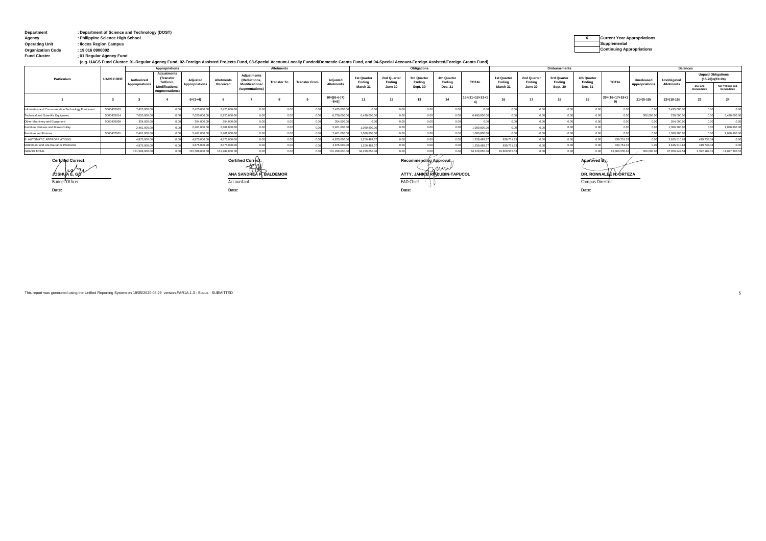**Department** : Department of Science and Technology (DOST)
**Agency** : Philippine Science High School
**Operating Unit** : Ilocos Region Campus
**Organization Code** : 19 016 0900002
**Fund Cluster** : 01 Regular Agency Fund

(e.g. UACS Fund Cluster: 01-Regular Agency Fund, 02-Foreign Assisted Projects Fund, 03-Special Account-Locally Funded/Domestic Grants Fund, and 04-Special Account-Foreign Assisted/Foreign Grants Fund)

| X | Current Year Appropriations |
|---|---|
| | Supplemental |
| | Continuing Appropriations |

| Particulars | UACS CODE | Appropriations | | | Allotments | | | | | Obligations | | | | | Disbursements | | | | | Balances | | | |
|---|---|---|---|---|---|---|---|---|---|---|---|---|---|---|---|---|---|---|---|---|---|---|---|
| | | Authorized Appropriations | Adjustments (Transfer To/From, Modifications/ Augmentations) | Adjusted Appropriations | Allotments Received | Adjustments (Reductions, Modifications/ Augmentations) | Transfer To | Transfer From | Adjusted Allotments | 1st Quarter Ending March 31 | 2nd Quarter Ending June 30 | 3rd Quarter Ending Sept. 30 | 4th Quarter Ending Dec. 31 | TOTAL | 1st Quarter Ending March 31 | 2nd Quarter Ending June 30 | 3rd Quarter Ending Sept. 30 | 4th Quarter Ending Dec. 31 | TOTAL | Unreleased Appropriations | Unobligated Allotments | Unpaid Obligations (15-20)=(23+24) Due and Demandable | Unpaid Obligations (15-20)=(23+24) Not Yet Due and Demandable |
| 1 | 2 | 3 | 4 | 5=(3+4) | 6 | 7 | 8 | 9 | 10=[{6+(-)7}-8+9] | 11 | 12 | 13 | 14 | 15=(11+12+13+14) | 16 | 17 | 18 | 19 | 20=(16+17+18+19) | 21=(5-10) | 22=(10-15) | 23 | 24 |
| Information and Communication Technology Equipment | 5060405003 | 7,425,000.00 | 0.00 | 7,425,000.00 | 7,425,000.00 | 0.00 | 0.00 | 0.00 | 7,425,000.00 | 0.00 | 0.00 | 0.00 | 0.00 | 0.00 | 0.00 | 0.00 | 0.00 | 0.00 | 0.00 | 0.00 | 7,425,000.00 | 0.00 | 0.00 |
| Technical and Scientific Equipment | 5060405014 | 7,020,000.00 | 0.00 | 7,020,000.00 | 6,720,000.00 | 0.00 | 0.00 | 0.00 | 6,720,000.00 | 6,490,000.00 | 0.00 | 0.00 | 0.00 | 6,490,000.00 | 0.00 | 0.00 | 0.00 | 0.00 | 0.00 | 300,000.00 | 230,000.00 | 0.00 | 6,490,000.00 |
| Other Machinery and Equipment | 5060405099 | 354,000.00 | 0.00 | 354,000.00 | 354,000.00 | 0.00 | 0.00 | 0.00 | 354,000.00 | 0.00 | 0.00 | 0.00 | 0.00 | 0.00 | 0.00 | 0.00 | 0.00 | 0.00 | 0.00 | 0.00 | 354,000.00 | 0.00 | 0.00 |
| Furniture, Fixtures and Books Outlay | | 2,461,000.00 | 0.00 | 2,461,000.00 | 2,461,000.00 | 0.00 | 0.00 | 0.00 | 2,461,000.00 | 1,080,800.00 | 0.00 | 0.00 | 0.00 | 1,080,800.00 | 0.00 | 0.00 | 0.00 | 0.00 | 0.00 | 0.00 | 1,380,200.00 | 0.00 | 1,080,800.00 |
| Furniture and Fixtures | 5060407001 | 2,461,000.00 | 0.00 | 2,461,000.00 | 2,461,000.00 | 0.00 | 0.00 | 0.00 | 2,461,000.00 | 1,080,800.00 | 0.00 | 0.00 | 0.00 | 1,080,800.00 | 0.00 | 0.00 | 0.00 | 0.00 | 0.00 | 0.00 | 1,380,200.00 | 0.00 | 1,080,800.00 |
| B. AUTOMATIC APPROPRIATIONS | | 4,875,000.00 | 0.00 | 4,875,000.00 | 4,875,000.00 | 0.00 | 0.00 | 0.00 | 4,875,000.00 | 1,259,489.37 | 0.00 | 0.00 | 0.00 | 1,259,489.37 | 839,751.33 | 0.00 | 0.00 | 0.00 | 839,751.33 | 0.00 | 3,615,510.63 | 419,738.04 | 0.00 |
| Retirement and Life Insurance Premiums | | 4,875,000.00 | 0.00 | 4,875,000.00 | 4,875,000.00 | 0.00 | 0.00 | 0.00 | 4,875,000.00 | 1,259,489.37 | 0.00 | 0.00 | 0.00 | 1,259,489.37 | 839,751.33 | 0.00 | 0.00 | 0.00 | 839,751.33 | 0.00 | 3,615,510.63 | 419,738.04 | 0.00 |
| GRAND TOTAL | | 131,589,000.00 | 0.00 | 131,589,000.00 | 131,289,000.00 | 0.00 | 0.00 | 0.00 | 131,289,000.00 | 34,229,050.46 | 0.00 | 0.00 | 0.00 | 34,229,050.46 | 19,809,555.63 | 0.00 | 0.00 | 0.00 | 19,809,555.63 | 300,000.00 | 97,059,949.54 | 3,392,189.31 | 11,027,305.52 |

**Certified Correct:**
**JOSHUA E. GO**
Budget Officer
**Date:**

**Certified Correct:**
**ANA SANDREA F. BALDEMOR**
Accountant
**Date:**

**Recommending Approval:**
**ATTY. JANICE RIN LUBIN-TAPUCOL**
FAD Chief
**Date:**

**Approved By:**
**DR. RONNALEE N. ORTEZA**
Campus Director
**Date:**

This report was generated using the Unified Reporting System on 18/05/2020 08:29 version.FAR1A.1.3 ; Status : SUBMITTED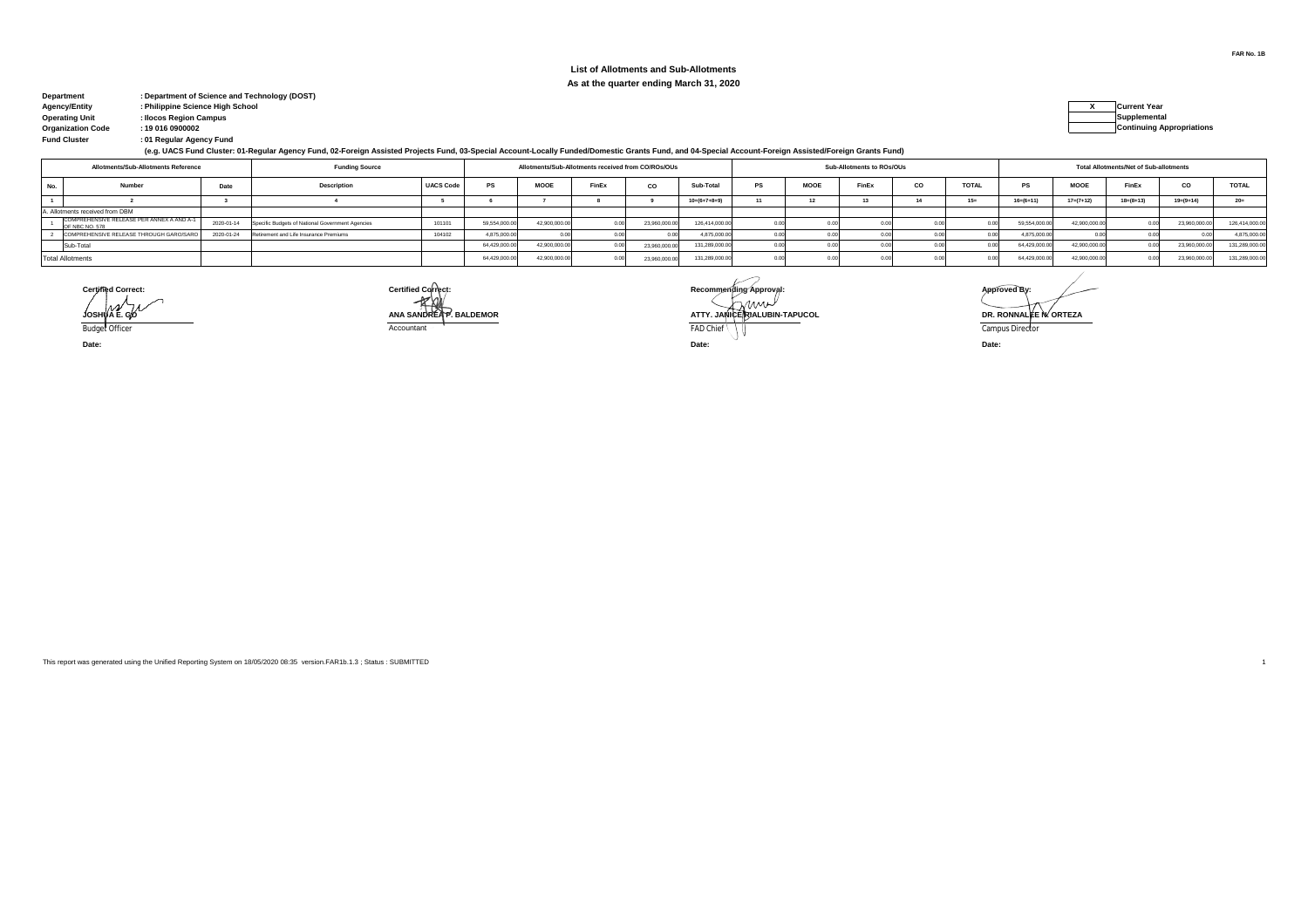FAR No. 1B

# List of Allotments and Sub-Allotments

## As at the quarter ending March 31, 2020

**Department** : Department of Science and Technology (DOST)
**Agency/Entity** : Philippine Science High School
**Operating Unit** : Ilocos Region Campus
**Organization Code** : 19 016 0900002
**Fund Cluster** : 01 Regular Agency Fund

(e.g. UACS Fund Cluster: 01-Regular Agency Fund, 02-Foreign Assisted Projects Fund, 03-Special Account-Locally Funded/Domestic Grants Fund, and 04-Special Account-Foreign Assisted/Foreign Grants Fund)

| | |
|---|---|
| X | Current Year |
| | Supplemental |
| | Continuing Appropriations |

| Allotments/Sub-Allotments Reference | | | Funding Source | | Allotments/Sub-Allotments received from CO/ROs/OUs | | | | | Sub-Allotments to ROs/OUs | | | | | Total Allotments/Net of Sub-allotments | | | | |
|---|---|---|---|---|---|---|---|---|---|---|---|---|---|---|---|---|---|---|---|
| No. | Number | Date | Description | UACS Code | PS | MOOE | FinEx | CO | Sub-Total | PS | MOOE | FinEx | CO | TOTAL | PS | MOOE | FinEx | CO | TOTAL |
| 1 | 2 | 3 | 4 | 5 | 6 | 7 | 8 | 9 | 10=(6+7+8+9) | 11 | 12 | 13 | 14 | 15= | 16=(6+11) | 17=(7+12) | 18=(8+13) | 19=(9+14) | 20= |
| A. Allotments received from DBM | | | | | | | | | | | | | | | | | | | |
| 1 | COMPREHENSIVE RELEASE PER ANNEX A AND A-1 OF NBC NO. 578 | 2020-01-14 | Specific Budgets of National Government Agencies | 101101 | 59,554,000.00 | 42,900,000.00 | 0.00 | 23,960,000.00 | 126,414,000.00 | 0.00 | 0.00 | 0.00 | 0.00 | 0.00 | 59,554,000.00 | 42,900,000.00 | 0.00 | 23,960,000.00 | 126,414,000.00 |
| 2 | COMPREHENSIVE RELEASE THROUGH GARO/SARO | 2020-01-24 | Retirement and Life Insurance Premiums | 104102 | 4,875,000.00 | 0.00 | 0.00 | 0.00 | 4,875,000.00 | 0.00 | 0.00 | 0.00 | 0.00 | 0.00 | 4,875,000.00 | 0.00 | 0.00 | 0.00 | 4,875,000.00 |
| | Sub-Total | | | | 64,429,000.00 | 42,900,000.00 | 0.00 | 23,960,000.00 | 131,289,000.00 | 0.00 | 0.00 | 0.00 | 0.00 | 0.00 | 64,429,000.00 | 42,900,000.00 | 0.00 | 23,960,000.00 | 131,289,000.00 |
| Total Allotments | | | | | 64,429,000.00 | 42,900,000.00 | 0.00 | 23,960,000.00 | 131,289,000.00 | 0.00 | 0.00 | 0.00 | 0.00 | 0.00 | 64,429,000.00 | 42,900,000.00 | 0.00 | 23,960,000.00 | 131,289,000.00 |

| Certified Correct: | Certified Correct: | Recommending Approval: | Approved By: |
|---|---|---|---|
| **JOSHUA E. GO** | **ANA SANDREA P. BALDEMOR** | **ATTY. JANICE BIALUBIN-TAPUCOL** | **DR. RONNALEE N. ORTEZA** |
| Budget Officer | Accountant | FAD Chief | Campus Director |
| Date: | | Date: | Date: |

This report was generated using the Unified Reporting System on 18/05/2020 08:35 version.FAR1b.1.3 ; Status : SUBMITTED